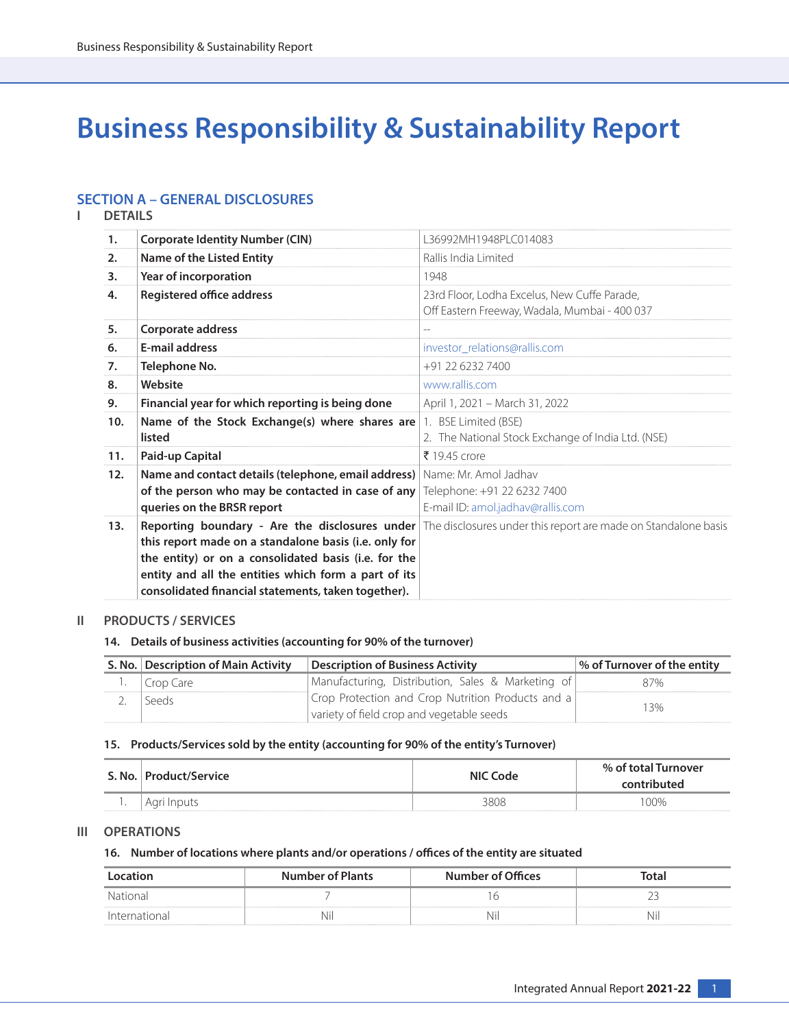# Business Responsibility & Sustainability Report

## SECTION A – GENERAL DISCLOSURES

### I DETAILS

| | | |
|---|---|---|
| 1. | **Corporate Identity Number (CIN)** | L36992MH1948PLC014083 |
| 2. | **Name of the Listed Entity** | Rallis India Limited |
| 3. | **Year of incorporation** | 1948 |
| 4. | **Registered office address** | 23rd Floor, Lodha Excelus, New Cuffe Parade, Off Eastern Freeway, Wadala, Mumbai - 400 037 |
| 5. | **Corporate address** | -- |
| 6. | **E-mail address** | investor_relations@rallis.com |
| 7. | **Telephone No.** | +91 22 6232 7400 |
| 8. | **Website** | www.rallis.com |
| 9. | **Financial year for which reporting is being done** | April 1, 2021 – March 31, 2022 |
| 10. | **Name of the Stock Exchange(s) where shares are listed** | 1. BSE Limited (BSE)<br>2. The National Stock Exchange of India Ltd. (NSE) |
| 11. | **Paid-up Capital** | ₹ 19.45 crore |
| 12. | **Name and contact details (telephone, email address) of the person who may be contacted in case of any queries on the BRSR report** | Name: Mr. Amol Jadhav<br>Telephone: +91 22 6232 7400<br>E-mail ID: amol.jadhav@rallis.com |
| 13. | **Reporting boundary - Are the disclosures under this report made on a standalone basis (i.e. only for the entity) or on a consolidated basis (i.e. for the entity and all the entities which form a part of its consolidated financial statements, taken together).** | The disclosures under this report are made on Standalone basis |

### II PRODUCTS / SERVICES

**14. Details of business activities (accounting for 90% of the turnover)**

| S. No. | Description of Main Activity | Description of Business Activity | % of Turnover of the entity |
|---|---|---|---|
| 1. | Crop Care | Manufacturing, Distribution, Sales & Marketing of Crop Protection and Crop Nutrition Products and a variety of field crop and vegetable seeds | 87% |
| 2. | Seeds | | 13% |

**15. Products/Services sold by the entity (accounting for 90% of the entity's Turnover)**

| S. No. | Product/Service | NIC Code | % of total Turnover contributed |
|---|---|---|---|
| 1. | Agri Inputs | 3808 | 100% |

### III OPERATIONS

**16. Number of locations where plants and/or operations / offices of the entity are situated**

| Location | Number of Plants | Number of Offices | Total |
|---|---|---|---|
| National | 7 | 16 | 23 |
| International | Nil | Nil | Nil |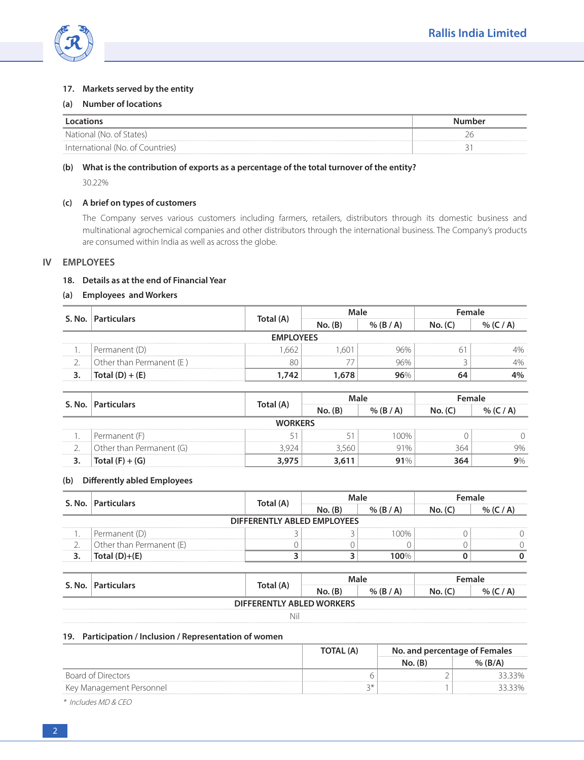### 17. Markets served by the entity

**(a) Number of locations**

| Locations | Number |
|---|---|
| National (No. of States) | 26 |
| International (No. of Countries) | 31 |

**(b) What is the contribution of exports as a percentage of the total turnover of the entity?**

30.22%

**(c) A brief on types of customers**

The Company serves various customers including farmers, retailers, distributors through its domestic business and multinational agrochemical companies and other distributors through the international business. The Company's products are consumed within India as well as across the globe.

## IV EMPLOYEES

### 18. Details as at the end of Financial Year

**(a) Employees and Workers**

| S. No. | Particulars | Total (A) | Male | | Female | |
|---|---|---|---|---|---|---|
| | | | No. (B) | % (B / A) | No. (C) | % (C / A) |
| | **EMPLOYEES** | | | | | |
| 1. | Permanent (D) | 1,662 | 1,601 | 96% | 61 | 4% |
| 2. | Other than Permanent (E ) | 80 | 77 | 96% | 3 | 4% |
| **3.** | **Total (D) + (E)** | **1,742** | **1,678** | **96%** | **64** | **4%** |

| S. No. | Particulars | Total (A) | Male | | Female | |
|---|---|---|---|---|---|---|
| | | | No. (B) | % (B / A) | No. (C) | % (C / A) |
| | **WORKERS** | | | | | |
| 1. | Permanent (F) | 51 | 51 | 100% | 0 | 0 |
| 2. | Other than Permanent (G) | 3,924 | 3,560 | 91% | 364 | 9% |
| **3.** | **Total (F) + (G)** | **3,975** | **3,611** | **91%** | **364** | **9%** |

**(b) Differently abled Employees**

| S. No. | Particulars | Total (A) | Male | | Female | |
|---|---|---|---|---|---|---|
| | | | No. (B) | % (B / A) | No. (C) | % (C / A) |
| | **DIFFERENTLY ABLED EMPLOYEES** | | | | | |
| 1. | Permanent (D) | 3 | 3 | 100% | 0 | 0 |
| 2. | Other than Permanent (E) | 0 | 0 | 0 | 0 | 0 |
| **3.** | **Total (D)+(E)** | **3** | **3** | **100%** | **0** | **0** |

| S. No. | Particulars | Total (A) | Male | | Female | |
|---|---|---|---|---|---|---|
| | | | No. (B) | % (B / A) | No. (C) | % (C / A) |
| | **DIFFERENTLY ABLED WORKERS** | | | | | |
| | Nil | | | | | |

### 19. Participation / Inclusion / Representation of women

| | TOTAL (A) | No. and percentage of Females | |
|---|---|---|---|
| | | No. (B) | % (B/A) |
| Board of Directors | 6 | 2 | 33.33% |
| Key Management Personnel | 3* | 1 | 33.33% |

*\* Includes MD & CEO*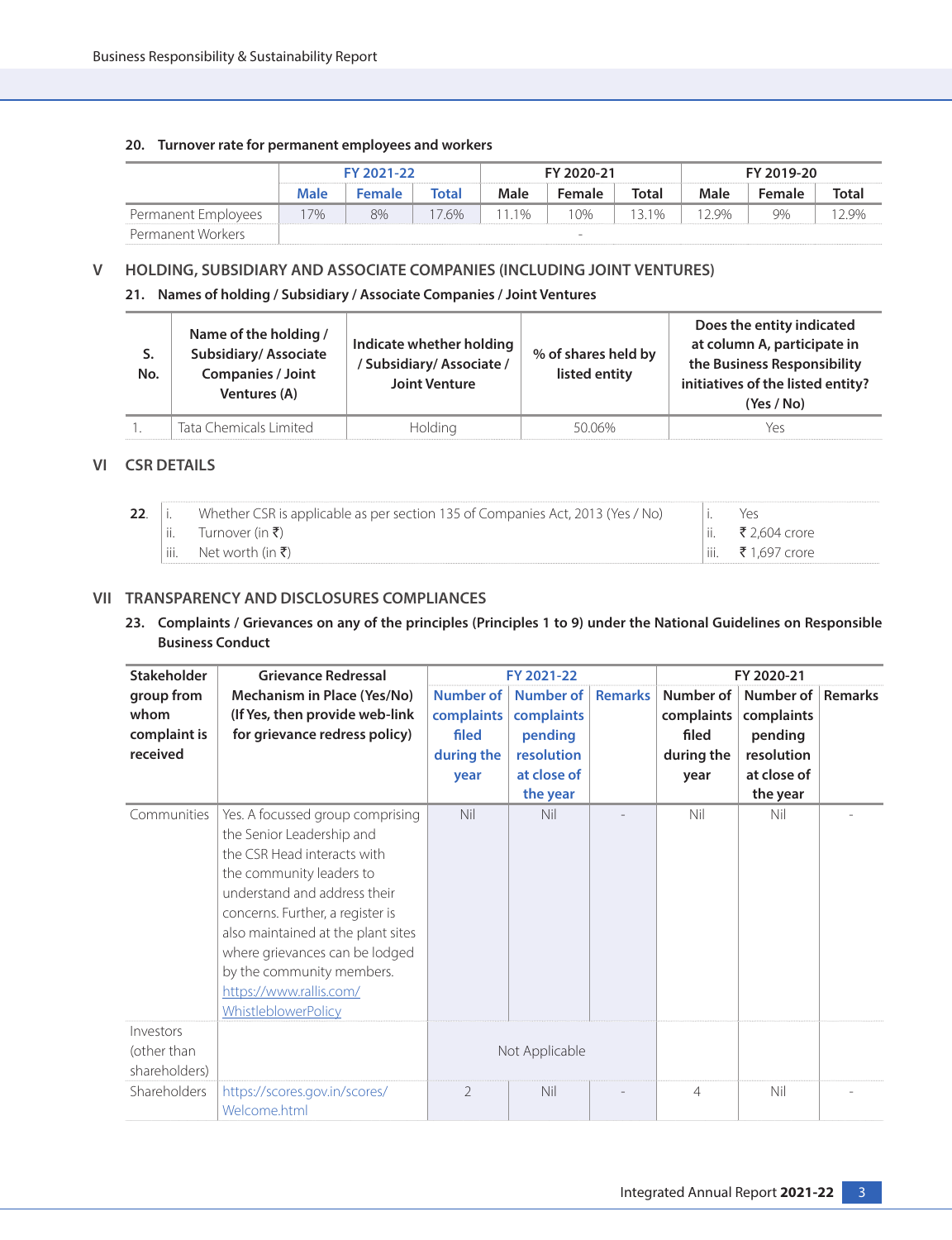### 20. Turnover rate for permanent employees and workers

| | FY 2021-22 | | | FY 2020-21 | | | FY 2019-20 | | |
|---|---|---|---|---|---|---|---|---|---|
| | Male | Female | Total | Male | Female | Total | Male | Female | Total |
| Permanent Employees | 17% | 8% | 17.6% | 11.1% | 10% | 13.1% | 12.9% | 9% | 12.9% |
| Permanent Workers | | | | | - | | | | |

## V HOLDING, SUBSIDIARY AND ASSOCIATE COMPANIES (INCLUDING JOINT VENTURES)

### 21. Names of holding / Subsidiary / Associate Companies / Joint Ventures

| S. No. | Name of the holding / Subsidiary/ Associate Companies / Joint Ventures (A) | Indicate whether holding / Subsidiary/ Associate / Joint Venture | % of shares held by listed entity | Does the entity indicated at column A, participate in the Business Responsibility initiatives of the listed entity? (Yes / No) |
|---|---|---|---|---|
| 1. | Tata Chemicals Limited | Holding | 50.06% | Yes |

## VI CSR DETAILS

| 22. | | |
|---|---|---|
| | i. Whether CSR is applicable as per section 135 of Companies Act, 2013 (Yes / No) | i. Yes |
| | ii. Turnover (in ₹) | ii. ₹ 2,604 crore |
| | iii. Net worth (in ₹) | iii. ₹ 1,697 crore |

## VII TRANSPARENCY AND DISCLOSURES COMPLIANCES

### 23. Complaints / Grievances on any of the principles (Principles 1 to 9) under the National Guidelines on Responsible Business Conduct

| Stakeholder group from whom complaint is received | Grievance Redressal Mechanism in Place (Yes/No) (If Yes, then provide web-link for grievance redress policy) | FY 2021-22 | | | FY 2020-21 | | |
|---|---|---|---|---|---|---|---|
| | | Number of complaints filed during the year | Number of complaints pending resolution at close of the year | Remarks | Number of complaints filed during the year | Number of complaints pending resolution at close of the year | Remarks |
| Communities | Yes. A focussed group comprising the Senior Leadership and the CSR Head interacts with the community leaders to understand and address their concerns. Further, a register is also maintained at the plant sites where grievances can be lodged by the community members. https://www.rallis.com/WhistleblowerPolicy | Nil | Nil | - | Nil | Nil | - |
| Investors (other than shareholders) | | Not Applicable | | | | | |
| Shareholders | https://scores.gov.in/scores/Welcome.html | 2 | Nil | - | 4 | Nil | - |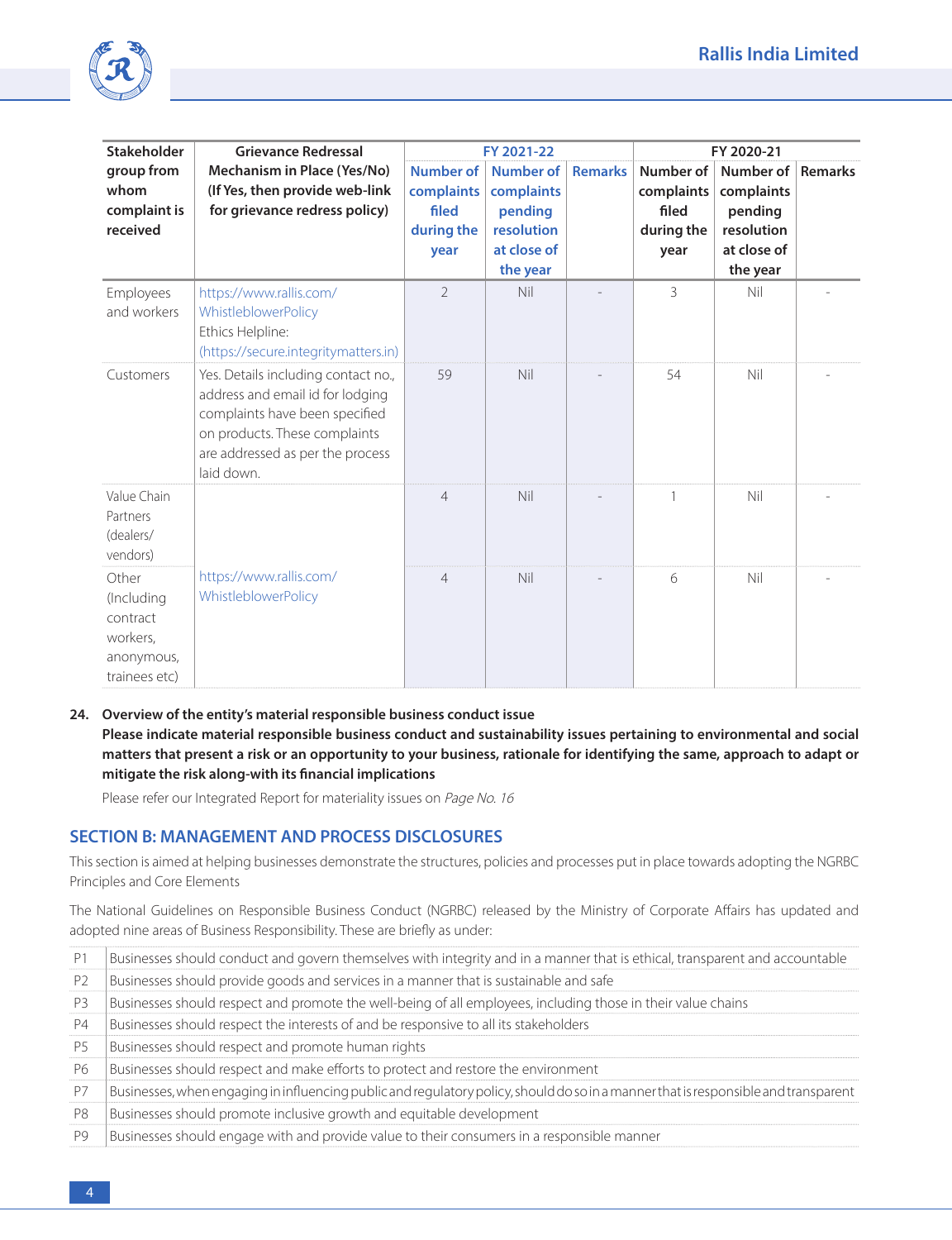| Stakeholder group from whom complaint is received | Grievance Redressal Mechanism in Place (Yes/No) (If Yes, then provide web-link for grievance redress policy) | FY 2021-22 | | | FY 2020-21 | | |
|---|---|---|---|---|---|---|---|
| | | Number of complaints filed during the year | Number of complaints pending resolution at close of the year | Remarks | Number of complaints filed during the year | Number of complaints pending resolution at close of the year | Remarks |
| Employees and workers | https://www.rallis.com/WhistleblowerPolicy Ethics Helpline: (https://secure.integritymatters.in) | 2 | Nil | - | 3 | Nil | - |
| Customers | Yes. Details including contact no., address and email id for lodging complaints have been specified on products. These complaints are addressed as per the process laid down. | 59 | Nil | - | 54 | Nil | - |
| Value Chain Partners (dealers/ vendors) | | 4 | Nil | - | 1 | Nil | - |
| Other (Including contract workers, anonymous, trainees etc) | https://www.rallis.com/WhistleblowerPolicy | 4 | Nil | - | 6 | Nil | - |

**24. Overview of the entity's material responsible business conduct issue**

**Please indicate material responsible business conduct and sustainability issues pertaining to environmental and social matters that present a risk or an opportunity to your business, rationale for identifying the same, approach to adapt or mitigate the risk along-with its financial implications**

Please refer our Integrated Report for materiality issues on *Page No. 16*

## SECTION B: MANAGEMENT AND PROCESS DISCLOSURES

This section is aimed at helping businesses demonstrate the structures, policies and processes put in place towards adopting the NGRBC Principles and Core Elements

The National Guidelines on Responsible Business Conduct (NGRBC) released by the Ministry of Corporate Affairs has updated and adopted nine areas of Business Responsibility. These are briefly as under:

| | |
|---|---|
| P1 | Businesses should conduct and govern themselves with integrity and in a manner that is ethical, transparent and accountable |
| P2 | Businesses should provide goods and services in a manner that is sustainable and safe |
| P3 | Businesses should respect and promote the well-being of all employees, including those in their value chains |
| P4 | Businesses should respect the interests of and be responsive to all its stakeholders |
| P5 | Businesses should respect and promote human rights |
| P6 | Businesses should respect and make efforts to protect and restore the environment |
| P7 | Businesses, when engaging in influencing public and regulatory policy, should do so in a manner that is responsible and transparent |
| P8 | Businesses should promote inclusive growth and equitable development |
| P9 | Businesses should engage with and provide value to their consumers in a responsible manner |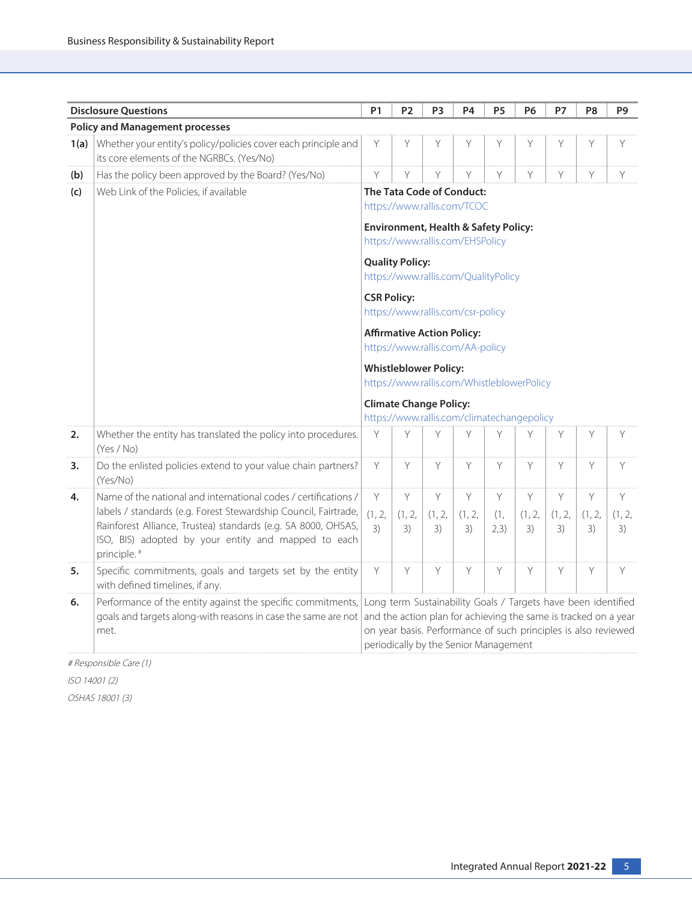| Disclosure Questions | | P1 | P2 | P3 | P4 | P5 | P6 | P7 | P8 | P9 |
|---|---|---|---|---|---|---|---|---|---|---|
| **Policy and Management processes** | | | | | | | | | | |
| **1(a)** | Whether your entity's policy/policies cover each principle and its core elements of the NGRBCs. (Yes/No) | Y | Y | Y | Y | Y | Y | Y | Y | Y |
| **(b)** | Has the policy been approved by the Board? (Yes/No) | Y | Y | Y | Y | Y | Y | Y | Y | Y |
| **(c)** | Web Link of the Policies, if available | **The Tata Code of Conduct:** https://www.rallis.com/TCOC<br>**Environment, Health & Safety Policy:** https://www.rallis.com/EHSPolicy<br>**Quality Policy:** https://www.rallis.com/QualityPolicy<br>**CSR Policy:** https://www.rallis.com/csr-policy<br>**Affirmative Action Policy:** https://www.rallis.com/AA-policy<br>**Whistleblower Policy:** https://www.rallis.com/WhistleblowerPolicy<br>**Climate Change Policy:** https://www.rallis.com/climatechangepolicy | | | | | | | | |
| **2.** | Whether the entity has translated the policy into procedures. (Yes / No) | Y | Y | Y | Y | Y | Y | Y | Y | Y |
| **3.** | Do the enlisted policies extend to your value chain partners? (Yes/No) | Y | Y | Y | Y | Y | Y | Y | Y | Y |
| **4.** | Name of the national and international codes / certifications / labels / standards (e.g. Forest Stewardship Council, Fairtrade, Rainforest Alliance, Trustea) standards (e.g. SA 8000, OHSAS, ISO, BIS) adopted by your entity and mapped to each principle. # | Y (1, 2, 3) | Y (1, 2, 3) | Y (1, 2, 3) | Y (1, 2, 3) | Y (1, 2,3) | Y (1, 2, 3) | Y (1, 2, 3) | Y (1, 2, 3) | Y (1, 2, 3) |
| **5.** | Specific commitments, goals and targets set by the entity with defined timelines, if any. | Y | Y | Y | Y | Y | Y | Y | Y | Y |
| **6.** | Performance of the entity against the specific commitments, goals and targets along-with reasons in case the same are not met. | Long term Sustainability Goals / Targets have been identified and the action plan for achieving the same is tracked on a year on year basis. Performance of such principles is also reviewed periodically by the Senior Management | | | | | | | | |

*# Responsible Care (1)*

*ISO 14001 (2)*

*OSHAS 18001 (3)*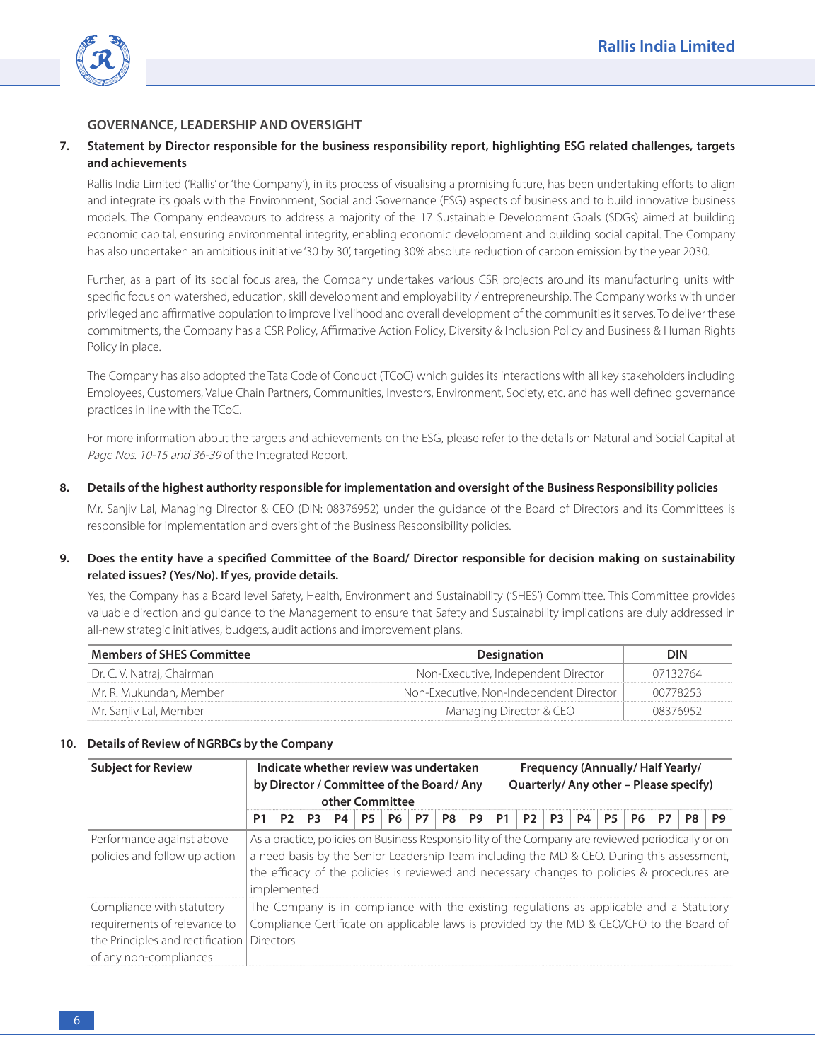## GOVERNANCE, LEADERSHIP AND OVERSIGHT

**7. Statement by Director responsible for the business responsibility report, highlighting ESG related challenges, targets and achievements**

Rallis India Limited ('Rallis' or 'the Company'), in its process of visualising a promising future, has been undertaking efforts to align and integrate its goals with the Environment, Social and Governance (ESG) aspects of business and to build innovative business models. The Company endeavours to address a majority of the 17 Sustainable Development Goals (SDGs) aimed at building economic capital, ensuring environmental integrity, enabling economic development and building social capital. The Company has also undertaken an ambitious initiative '30 by 30', targeting 30% absolute reduction of carbon emission by the year 2030.

Further, as a part of its social focus area, the Company undertakes various CSR projects around its manufacturing units with specific focus on watershed, education, skill development and employability / entrepreneurship. The Company works with under privileged and affirmative population to improve livelihood and overall development of the communities it serves. To deliver these commitments, the Company has a CSR Policy, Affirmative Action Policy, Diversity & Inclusion Policy and Business & Human Rights Policy in place.

The Company has also adopted the Tata Code of Conduct (TCoC) which guides its interactions with all key stakeholders including Employees, Customers, Value Chain Partners, Communities, Investors, Environment, Society, etc. and has well defined governance practices in line with the TCoC.

For more information about the targets and achievements on the ESG, please refer to the details on Natural and Social Capital at *Page Nos. 10-15 and 36-39* of the Integrated Report.

**8. Details of the highest authority responsible for implementation and oversight of the Business Responsibility policies**

Mr. Sanjiv Lal, Managing Director & CEO (DIN: 08376952) under the guidance of the Board of Directors and its Committees is responsible for implementation and oversight of the Business Responsibility policies.

**9. Does the entity have a specified Committee of the Board/ Director responsible for decision making on sustainability related issues? (Yes/No). If yes, provide details.**

Yes, the Company has a Board level Safety, Health, Environment and Sustainability ('SHES') Committee. This Committee provides valuable direction and guidance to the Management to ensure that Safety and Sustainability implications are duly addressed in all-new strategic initiatives, budgets, audit actions and improvement plans.

| Members of SHES Committee | Designation | DIN |
|---|---|---|
| Dr. C. V. Natraj, Chairman | Non-Executive, Independent Director | 07132764 |
| Mr. R. Mukundan, Member | Non-Executive, Non-Independent Director | 00778253 |
| Mr. Sanjiv Lal, Member | Managing Director & CEO | 08376952 |

**10. Details of Review of NGRBCs by the Company**

| Subject for Review | Indicate whether review was undertaken by Director / Committee of the Board/ Any other Committee | | | | | | | | | Frequency (Annually/ Half Yearly/ Quarterly/ Any other – Please specify) | | | | | | | | |
|---|---|---|---|---|---|---|---|---|---|---|---|---|---|---|---|---|---|---|
| | P1 | P2 | P3 | P4 | P5 | P6 | P7 | P8 | P9 | P1 | P2 | P3 | P4 | P5 | P6 | P7 | P8 | P9 |
| Performance against above policies and follow up action | As a practice, policies on Business Responsibility of the Company are reviewed periodically or on a need basis by the Senior Leadership Team including the MD & CEO. During this assessment, the efficacy of the policies is reviewed and necessary changes to policies & procedures are implemented | | | | | | | | | | | | | | | | | |
| Compliance with statutory requirements of relevance to the Principles and rectification of any non-compliances | The Company is in compliance with the existing regulations as applicable and a Statutory Compliance Certificate on applicable laws is provided by the MD & CEO/CFO to the Board of Directors | | | | | | | | | | | | | | | | | |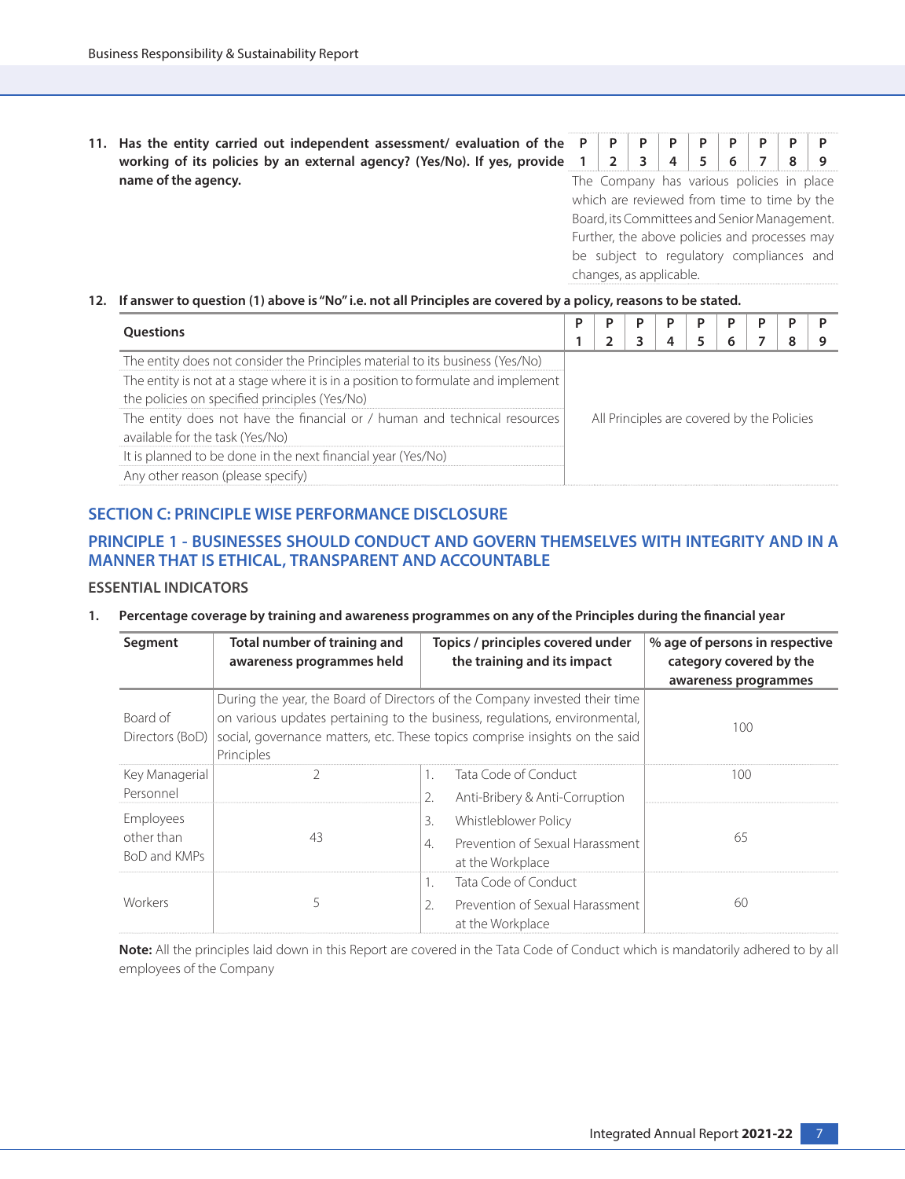11. **Has the entity carried out independent assessment/ evaluation of the working of its policies by an external agency? (Yes/No). If yes, provide name of the agency.**

| P 1 | P 2 | P 3 | P 4 | P 5 | P 6 | P 7 | P 8 | P 9 |
|---|---|---|---|---|---|---|---|---|
| The Company has various policies in place which are reviewed from time to time by the Board, its Committees and Senior Management. Further, the above policies and processes may be subject to regulatory compliances and changes, as applicable. | | | | | | | | |

12. **If answer to question (1) above is "No" i.e. not all Principles are covered by a policy, reasons to be stated.**

| Questions | P 1 | P 2 | P 3 | P 4 | P 5 | P 6 | P 7 | P 8 | P 9 |
|---|---|---|---|---|---|---|---|---|---|
| The entity does not consider the Principles material to its business (Yes/No) | All Principles are covered by the Policies | | | | | | | | |
| The entity is not at a stage where it is in a position to formulate and implement the policies on specified principles (Yes/No) | | | | | | | | | |
| The entity does not have the financial or / human and technical resources available for the task (Yes/No) | | | | | | | | | |
| It is planned to be done in the next financial year (Yes/No) | | | | | | | | | |
| Any other reason (please specify) | | | | | | | | | |

## SECTION C: PRINCIPLE WISE PERFORMANCE DISCLOSURE

## PRINCIPLE 1 - BUSINESSES SHOULD CONDUCT AND GOVERN THEMSELVES WITH INTEGRITY AND IN A MANNER THAT IS ETHICAL, TRANSPARENT AND ACCOUNTABLE

### ESSENTIAL INDICATORS

1. **Percentage coverage by training and awareness programmes on any of the Principles during the financial year**

| Segment | Total number of training and awareness programmes held | Topics / principles covered under the training and its impact | % age of persons in respective category covered by the awareness programmes |
|---|---|---|---|
| Board of Directors (BoD) | During the year, the Board of Directors of the Company invested their time on various updates pertaining to the business, regulations, environmental, social, governance matters, etc. These topics comprise insights on the said Principles | | 100 |
| Key Managerial Personnel | 2 | 1. Tata Code of Conduct<br>2. Anti-Bribery & Anti-Corruption<br>3. Whistleblower Policy<br>4. Prevention of Sexual Harassment at the Workplace | 100 |
| Employees other than BoD and KMPs | 43 | | 65 |
| Workers | 5 | 1. Tata Code of Conduct<br>2. Prevention of Sexual Harassment at the Workplace | 60 |

**Note:** All the principles laid down in this Report are covered in the Tata Code of Conduct which is mandatorily adhered to by all employees of the Company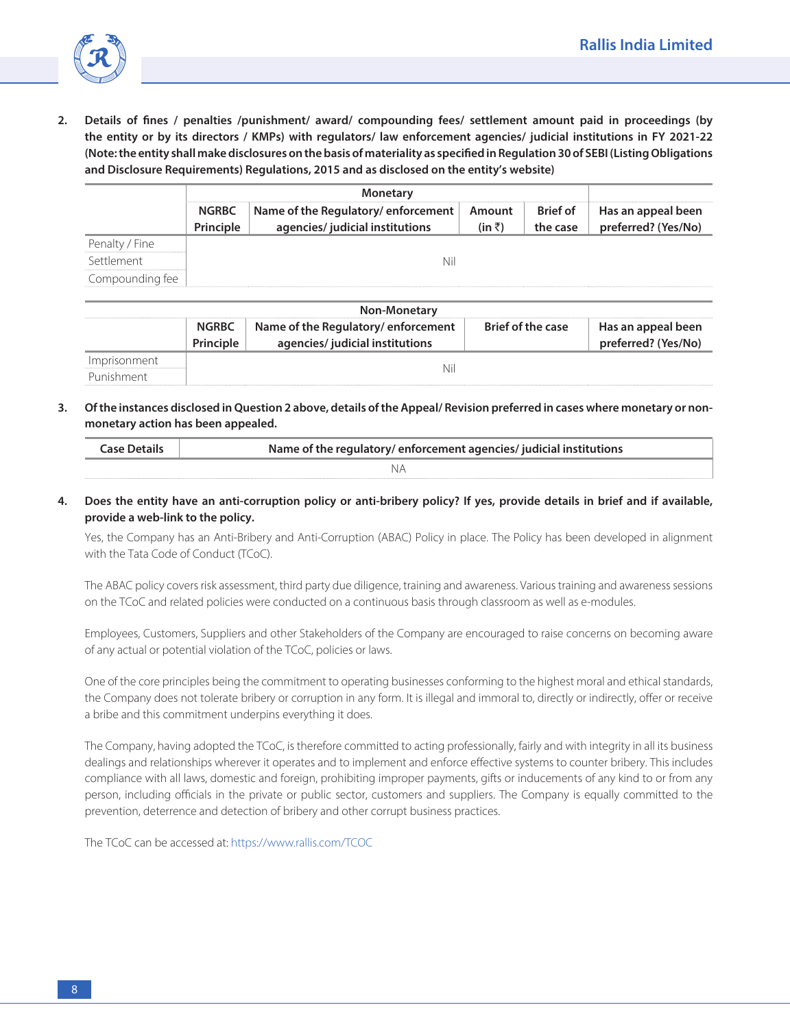2. **Details of fines / penalties /punishment/ award/ compounding fees/ settlement amount paid in proceedings (by the entity or by its directors / KMPs) with regulators/ law enforcement agencies/ judicial institutions in FY 2021-22 (Note: the entity shall make disclosures on the basis of materiality as specified in Regulation 30 of SEBI (Listing Obligations and Disclosure Requirements) Regulations, 2015 and as disclosed on the entity's website)**

| | Monetary | | | | |
|---|---|---|---|---|---|
| | NGRBC Principle | Name of the Regulatory/ enforcement agencies/ judicial institutions | Amount (in ₹) | Brief of the case | Has an appeal been preferred? (Yes/No) |
| Penalty / Fine | Nil | | | | |
| Settlement | | | | | |
| Compounding fee | | | | | |

| | Non-Monetary | | | |
|---|---|---|---|---|
| | NGRBC Principle | Name of the Regulatory/ enforcement agencies/ judicial institutions | Brief of the case | Has an appeal been preferred? (Yes/No) |
| Imprisonment | Nil | | | |
| Punishment | | | | |

3. **Of the instances disclosed in Question 2 above, details of the Appeal/ Revision preferred in cases where monetary or non-monetary action has been appealed.**

| Case Details | Name of the regulatory/ enforcement agencies/ judicial institutions |
|---|---|
| NA | |

4. **Does the entity have an anti-corruption policy or anti-bribery policy? If yes, provide details in brief and if available, provide a web-link to the policy.**

Yes, the Company has an Anti-Bribery and Anti-Corruption (ABAC) Policy in place. The Policy has been developed in alignment with the Tata Code of Conduct (TCoC).

The ABAC policy covers risk assessment, third party due diligence, training and awareness. Various training and awareness sessions on the TCoC and related policies were conducted on a continuous basis through classroom as well as e-modules.

Employees, Customers, Suppliers and other Stakeholders of the Company are encouraged to raise concerns on becoming aware of any actual or potential violation of the TCoC, policies or laws.

One of the core principles being the commitment to operating businesses conforming to the highest moral and ethical standards, the Company does not tolerate bribery or corruption in any form. It is illegal and immoral to, directly or indirectly, offer or receive a bribe and this commitment underpins everything it does.

The Company, having adopted the TCoC, is therefore committed to acting professionally, fairly and with integrity in all its business dealings and relationships wherever it operates and to implement and enforce effective systems to counter bribery. This includes compliance with all laws, domestic and foreign, prohibiting improper payments, gifts or inducements of any kind to or from any person, including officials in the private or public sector, customers and suppliers. The Company is equally committed to the prevention, deterrence and detection of bribery and other corrupt business practices.

The TCoC can be accessed at: https://www.rallis.com/TCOC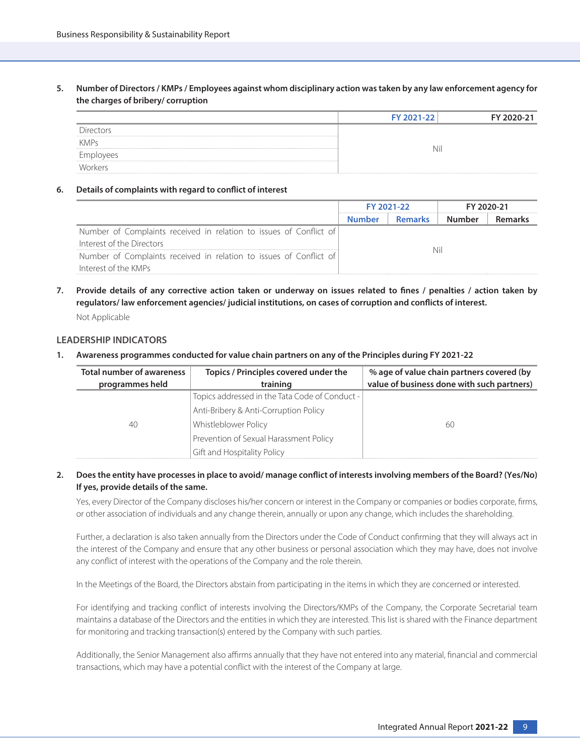5. **Number of Directors / KMPs / Employees against whom disciplinary action was taken by any law enforcement agency for the charges of bribery/ corruption**

| | FY 2021-22 | FY 2020-21 |
|---|---|---|
| Directors | Nil | |
| KMPs | | |
| Employees | | |
| Workers | | |

6. **Details of complaints with regard to conflict of interest**

| | FY 2021-22 | | FY 2020-21 | |
|---|---|---|---|---|
| | Number | Remarks | Number | Remarks |
| Number of Complaints received in relation to issues of Conflict of Interest of the Directors | Nil | | | |
| Number of Complaints received in relation to issues of Conflict of Interest of the KMPs | | | | |

7. **Provide details of any corrective action taken or underway on issues related to fines / penalties / action taken by regulators/ law enforcement agencies/ judicial institutions, on cases of corruption and conflicts of interest.**

   Not Applicable

## LEADERSHIP INDICATORS

1. **Awareness programmes conducted for value chain partners on any of the Principles during FY 2021-22**

| Total number of awareness programmes held | Topics / Principles covered under the training | % age of value chain partners covered (by value of business done with such partners) |
|---|---|---|
| 40 | Topics addressed in the Tata Code of Conduct - Anti-Bribery & Anti-Corruption Policy<br>Whistleblower Policy<br>Prevention of Sexual Harassment Policy<br>Gift and Hospitality Policy | 60 |

2. **Does the entity have processes in place to avoid/ manage conflict of interests involving members of the Board? (Yes/No) If yes, provide details of the same.**

   Yes, every Director of the Company discloses his/her concern or interest in the Company or companies or bodies corporate, firms, or other association of individuals and any change therein, annually or upon any change, which includes the shareholding.

   Further, a declaration is also taken annually from the Directors under the Code of Conduct confirming that they will always act in the interest of the Company and ensure that any other business or personal association which they may have, does not involve any conflict of interest with the operations of the Company and the role therein.

   In the Meetings of the Board, the Directors abstain from participating in the items in which they are concerned or interested.

   For identifying and tracking conflict of interests involving the Directors/KMPs of the Company, the Corporate Secretarial team maintains a database of the Directors and the entities in which they are interested. This list is shared with the Finance department for monitoring and tracking transaction(s) entered by the Company with such parties.

   Additionally, the Senior Management also affirms annually that they have not entered into any material, financial and commercial transactions, which may have a potential conflict with the interest of the Company at large.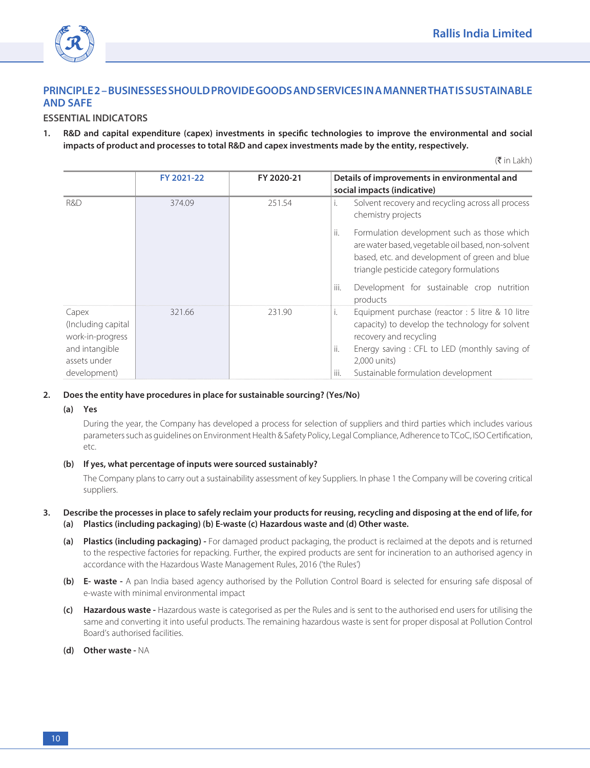## PRINCIPLE 2 – BUSINESSES SHOULD PROVIDE GOODS AND SERVICES IN A MANNER THAT IS SUSTAINABLE AND SAFE

### ESSENTIAL INDICATORS

1. **R&D and capital expenditure (capex) investments in specific technologies to improve the environmental and social impacts of product and processes to total R&D and capex investments made by the entity, respectively.**

(₹ in Lakh)

| | FY 2021-22 | FY 2020-21 | Details of improvements in environmental and social impacts (indicative) |
|---|---|---|---|
| R&D | 374.09 | 251.54 | i. Solvent recovery and recycling across all process chemistry projects<br>ii. Formulation development such as those which are water based, vegetable oil based, non-solvent based, etc. and development of green and blue triangle pesticide category formulations<br>iii. Development for sustainable crop nutrition products |
| Capex (Including capital work-in-progress and intangible assets under development) | 321.66 | 231.90 | i. Equipment purchase (reactor : 5 litre & 10 litre capacity) to develop the technology for solvent recovery and recycling<br>ii. Energy saving : CFL to LED (monthly saving of 2,000 units)<br>iii. Sustainable formulation development |

2. **Does the entity have procedures in place for sustainable sourcing? (Yes/No)**

   **(a) Yes**

   During the year, the Company has developed a process for selection of suppliers and third parties which includes various parameters such as guidelines on Environment Health & Safety Policy, Legal Compliance, Adherence to TCoC, ISO Certification, etc.

   **(b) If yes, what percentage of inputs were sourced sustainably?**

   The Company plans to carry out a sustainability assessment of key Suppliers. In phase 1 the Company will be covering critical suppliers.

3. **Describe the processes in place to safely reclaim your products for reusing, recycling and disposing at the end of life, for (a) Plastics (including packaging) (b) E-waste (c) Hazardous waste and (d) Other waste.**

   **(a) Plastics (including packaging) -** For damaged product packaging, the product is reclaimed at the depots and is returned to the respective factories for repacking. Further, the expired products are sent for incineration to an authorised agency in accordance with the Hazardous Waste Management Rules, 2016 ('the Rules')

   **(b) E- waste -** A pan India based agency authorised by the Pollution Control Board is selected for ensuring safe disposal of e-waste with minimal environmental impact

   **(c) Hazardous waste -** Hazardous waste is categorised as per the Rules and is sent to the authorised end users for utilising the same and converting it into useful products. The remaining hazardous waste is sent for proper disposal at Pollution Control Board's authorised facilities.

   **(d) Other waste -** NA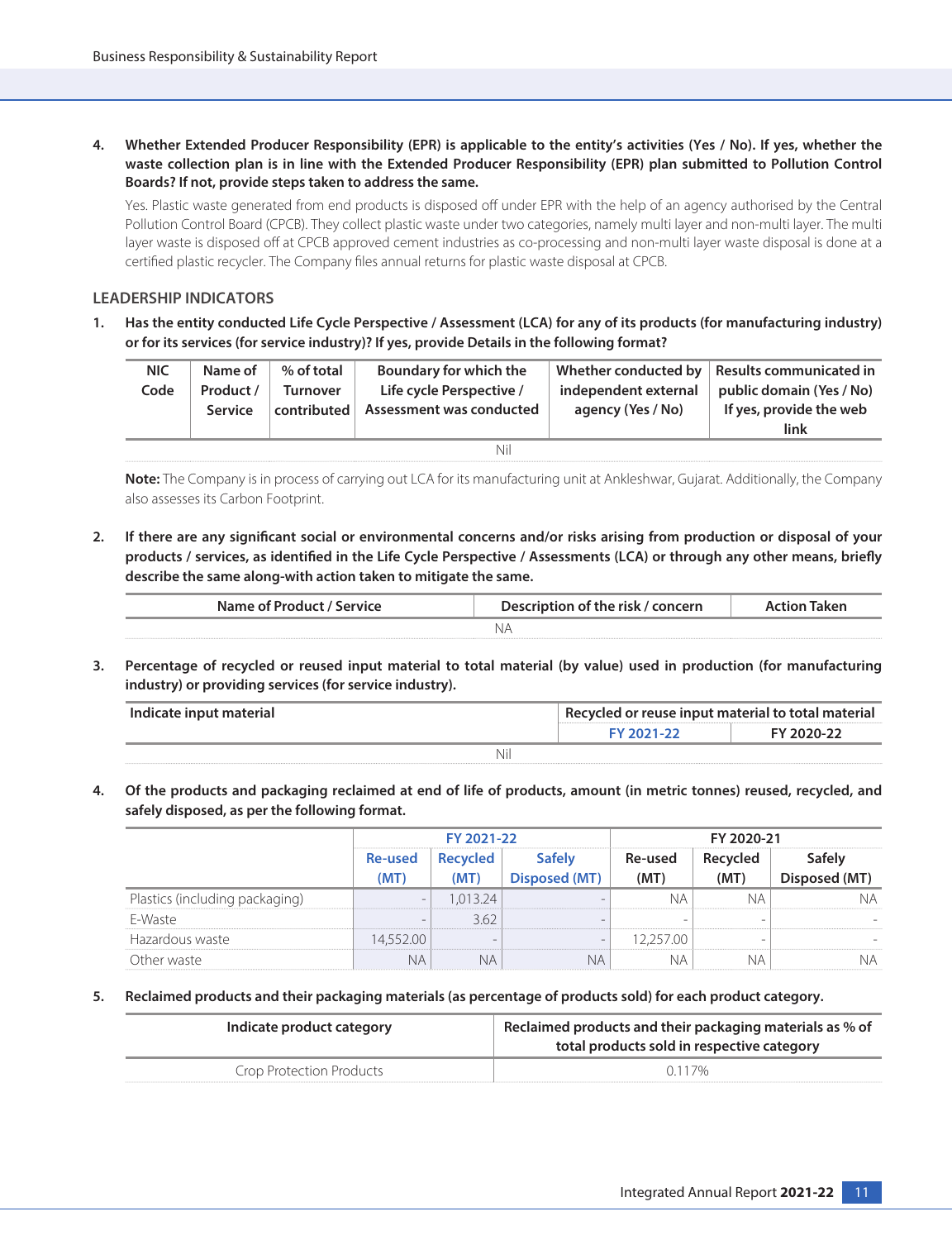4. **Whether Extended Producer Responsibility (EPR) is applicable to the entity's activities (Yes / No). If yes, whether the waste collection plan is in line with the Extended Producer Responsibility (EPR) plan submitted to Pollution Control Boards? If not, provide steps taken to address the same.**

   Yes. Plastic waste generated from end products is disposed off under EPR with the help of an agency authorised by the Central Pollution Control Board (CPCB). They collect plastic waste under two categories, namely multi layer and non-multi layer. The multi layer waste is disposed off at CPCB approved cement industries as co-processing and non-multi layer waste disposal is done at a certified plastic recycler. The Company files annual returns for plastic waste disposal at CPCB.

## LEADERSHIP INDICATORS

1. **Has the entity conducted Life Cycle Perspective / Assessment (LCA) for any of its products (for manufacturing industry) or for its services (for service industry)? If yes, provide Details in the following format?**

| NIC Code | Name of Product / Service | % of total Turnover contributed | Boundary for which the Life cycle Perspective / Assessment was conducted | Whether conducted by independent external agency (Yes / No) | Results communicated in public domain (Yes / No) If yes, provide the web link |
|---|---|---|---|---|---|
| Nil | | | | | |

**Note:** The Company is in process of carrying out LCA for its manufacturing unit at Ankleshwar, Gujarat. Additionally, the Company also assesses its Carbon Footprint.

2. **If there are any significant social or environmental concerns and/or risks arising from production or disposal of your products / services, as identified in the Life Cycle Perspective / Assessments (LCA) or through any other means, briefly describe the same along-with action taken to mitigate the same.**

| Name of Product / Service | Description of the risk / concern | Action Taken |
|---|---|---|
| NA | | |

3. **Percentage of recycled or reused input material to total material (by value) used in production (for manufacturing industry) or providing services (for service industry).**

| Indicate input material | Recycled or reuse input material to total material | |
|---|---|---|
| | FY 2021-22 | FY 2020-22 |
| Nil | | |

4. **Of the products and packaging reclaimed at end of life of products, amount (in metric tonnes) reused, recycled, and safely disposed, as per the following format.**

| | FY 2021-22 | | | FY 2020-21 | | |
|---|---|---|---|---|---|---|
| | Re-used (MT) | Recycled (MT) | Safely Disposed (MT) | Re-used (MT) | Recycled (MT) | Safely Disposed (MT) |
| Plastics (including packaging) | - | 1,013.24 | - | NA | NA | NA |
| E-Waste | - | 3.62 | - | - | - | - |
| Hazardous waste | 14,552.00 | - | - | 12,257.00 | - | - |
| Other waste | NA | NA | NA | NA | NA | NA |

5. **Reclaimed products and their packaging materials (as percentage of products sold) for each product category.**

| Indicate product category | Reclaimed products and their packaging materials as % of total products sold in respective category |
|---|---|
| Crop Protection Products | 0.117% |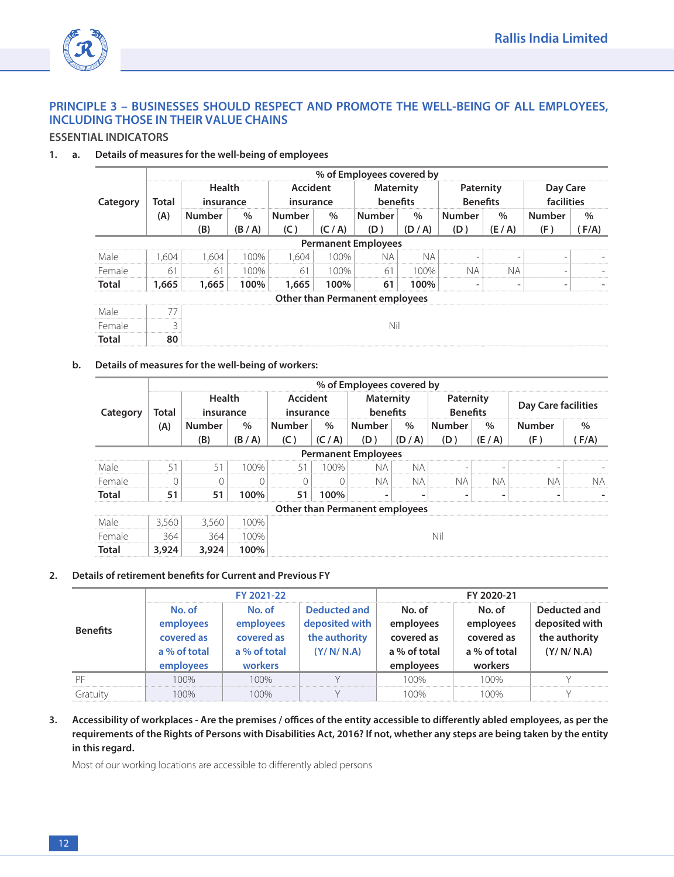## PRINCIPLE 3 – BUSINESSES SHOULD RESPECT AND PROMOTE THE WELL-BEING OF ALL EMPLOYEES, INCLUDING THOSE IN THEIR VALUE CHAINS

### ESSENTIAL INDICATORS

1. a. **Details of measures for the well-being of employees**

| Category | Total (A) | % of Employees covered by | | | | | | | | | |
|---|---|---|---|---|---|---|---|---|---|---|---|
| | | Health insurance | | Accident insurance | | Maternity benefits | | Paternity Benefits | | Day Care facilities | |
| | | Number (B) | % (B / A) | Number (C ) | % (C / A) | Number (D ) | % (D / A) | Number (D ) | % (E / A) | Number (F ) | % ( F/A) |
| **Permanent Employees** | | | | | | | | | | | |
| Male | 1,604 | 1,604 | 100% | 1,604 | 100% | NA | NA | - | - | - | - |
| Female | 61 | 61 | 100% | 61 | 100% | 61 | 100% | NA | NA | - | - |
| **Total** | **1,665** | **1,665** | **100%** | **1,665** | **100%** | **61** | **100%** | **-** | **-** | **-** | **-** |
| **Other than Permanent employees** | | | | | | | | | | | |
| Male | 77 | Nil | | | | | | | | | |
| Female | 3 | | | | | | | | | | |
| **Total** | **80** | | | | | | | | | | |

b. **Details of measures for the well-being of workers:**

| Category | Total (A) | % of Employees covered by | | | | | | | | | |
|---|---|---|---|---|---|---|---|---|---|---|---|
| | | Health insurance | | Accident insurance | | Maternity benefits | | Paternity Benefits | | Day Care facilities | |
| | | Number (B) | % (B / A) | Number (C ) | % (C / A) | Number (D ) | % (D / A) | Number (D ) | % (E / A) | Number (F ) | % ( F/A) |
| **Permanent Employees** | | | | | | | | | | | |
| Male | 51 | 51 | 100% | 51 | 100% | NA | NA | - | - | - | - |
| Female | 0 | 0 | 0 | 0 | 0 | NA | NA | NA | NA | NA | NA |
| **Total** | **51** | **51** | **100%** | **51** | **100%** | **-** | **-** | **-** | **-** | **-** | **-** |
| **Other than Permanent employees** | | | | | | | | | | | |
| Male | 3,560 | 3,560 | 100% | Nil | | | | | | | |
| Female | 364 | 364 | 100% | | | | | | | | |
| **Total** | **3,924** | **3,924** | **100%** | | | | | | | | |

2. **Details of retirement benefits for Current and Previous FY**

| Benefits | FY 2021-22 | | | FY 2020-21 | | |
|---|---|---|---|---|---|---|
| | No. of employees covered as a % of total employees | No. of employees covered as a % of total workers | Deducted and deposited with the authority (Y/ N/ N.A) | No. of employees covered as a % of total employees | No. of employees covered as a % of total workers | Deducted and deposited with the authority (Y/ N/ N.A) |
| PF | 100% | 100% | Y | 100% | 100% | Y |
| Gratuity | 100% | 100% | Y | 100% | 100% | Y |

3. **Accessibility of workplaces - Are the premises / offices of the entity accessible to differently abled employees, as per the requirements of the Rights of Persons with Disabilities Act, 2016? If not, whether any steps are being taken by the entity in this regard.**

Most of our working locations are accessible to differently abled persons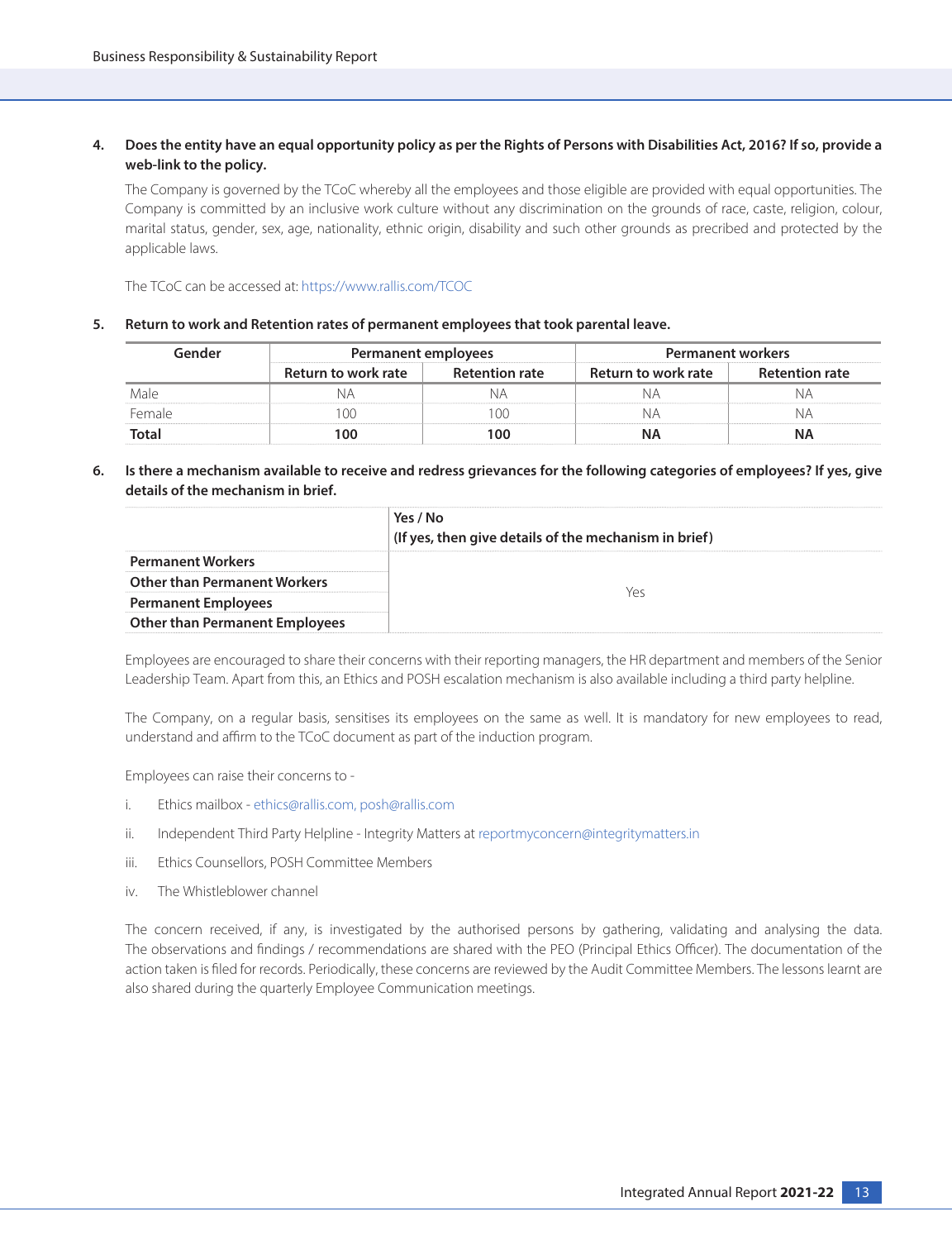**4. Does the entity have an equal opportunity policy as per the Rights of Persons with Disabilities Act, 2016? If so, provide a web-link to the policy.**

The Company is governed by the TCoC whereby all the employees and those eligible are provided with equal opportunities. The Company is committed by an inclusive work culture without any discrimination on the grounds of race, caste, religion, colour, marital status, gender, sex, age, nationality, ethnic origin, disability and such other grounds as precribed and protected by the applicable laws.

The TCoC can be accessed at: https://www.rallis.com/TCOC

**5. Return to work and Retention rates of permanent employees that took parental leave.**

| Gender | Permanent employees | | Permanent workers | |
|---|---|---|---|---|
| | Return to work rate | Retention rate | Return to work rate | Retention rate |
| Male | NA | NA | NA | NA |
| Female | 100 | 100 | NA | NA |
| **Total** | **100** | **100** | **NA** | **NA** |

**6. Is there a mechanism available to receive and redress grievances for the following categories of employees? If yes, give details of the mechanism in brief.**

| | Yes / No<br>(If yes, then give details of the mechanism in brief) |
|---|---|
| **Permanent Workers** | Yes |
| **Other than Permanent Workers** | Yes |
| **Permanent Employees** | Yes |
| **Other than Permanent Employees** | Yes |

Employees are encouraged to share their concerns with their reporting managers, the HR department and members of the Senior Leadership Team. Apart from this, an Ethics and POSH escalation mechanism is also available including a third party helpline.

The Company, on a regular basis, sensitises its employees on the same as well. It is mandatory for new employees to read, understand and affirm to the TCoC document as part of the induction program.

Employees can raise their concerns to -

i. Ethics mailbox - ethics@rallis.com, posh@rallis.com

ii. Independent Third Party Helpline - Integrity Matters at reportmyconcern@integritymatters.in

iii. Ethics Counsellors, POSH Committee Members

iv. The Whistleblower channel

The concern received, if any, is investigated by the authorised persons by gathering, validating and analysing the data. The observations and findings / recommendations are shared with the PEO (Principal Ethics Officer). The documentation of the action taken is filed for records. Periodically, these concerns are reviewed by the Audit Committee Members. The lessons learnt are also shared during the quarterly Employee Communication meetings.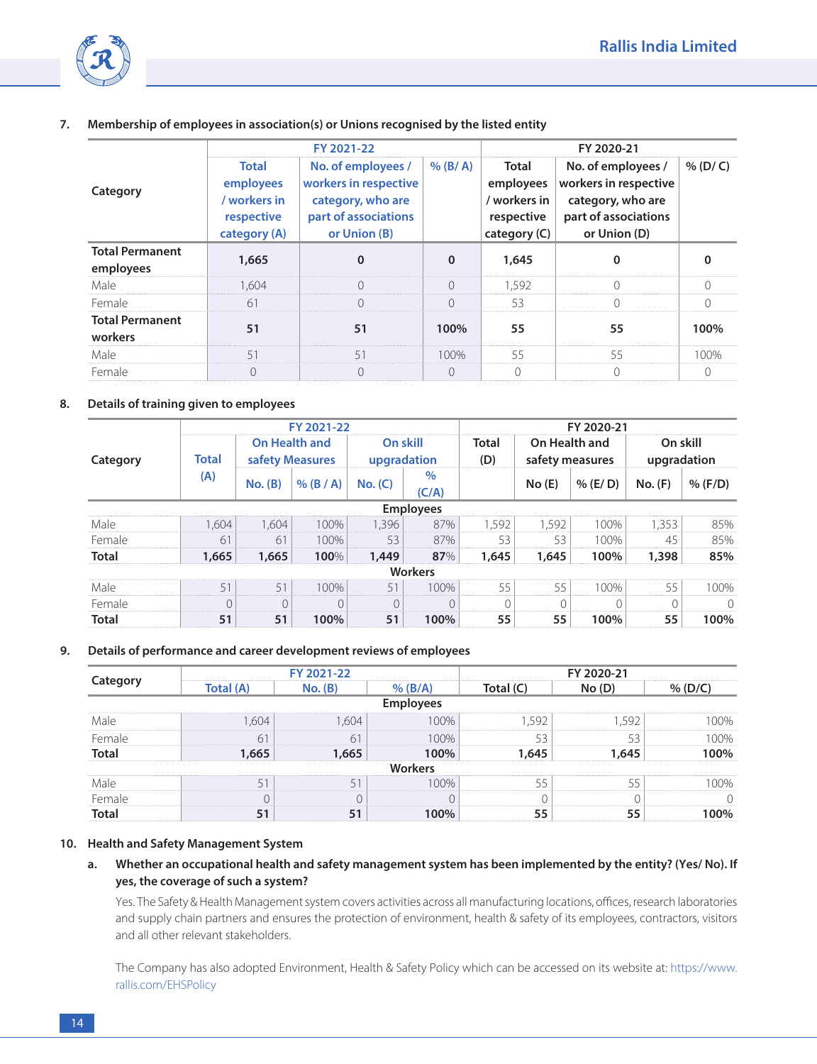7. **Membership of employees in association(s) or Unions recognised by the listed entity**

| Category | FY 2021-22 | | | FY 2020-21 | | |
|---|---|---|---|---|---|---|
| | Total employees / workers in respective category (A) | No. of employees / workers in respective category, who are part of associations or Union (B) | % (B/ A) | Total employees / workers in respective category (C) | No. of employees / workers in respective category, who are part of associations or Union (D) | % (D/ C) |
| **Total Permanent employees** | **1,665** | **0** | **0** | **1,645** | **0** | **0** |
| Male | 1,604 | 0 | 0 | 1,592 | 0 | 0 |
| Female | 61 | 0 | 0 | 53 | 0 | 0 |
| **Total Permanent workers** | **51** | **51** | **100%** | **55** | **55** | **100%** |
| Male | 51 | 51 | 100% | 55 | 55 | 100% |
| Female | 0 | 0 | 0 | 0 | 0 | 0 |

8. **Details of training given to employees**

| Category | FY 2021-22 | | | | | FY 2020-21 | | | | |
|---|---|---|---|---|---|---|---|---|---|---|
| | Total (A) | On Health and safety Measures | | On skill upgradation | | Total (D) | On Health and safety measures | | On skill upgradation | |
| | | No. (B) | % (B / A) | No. (C) | % (C/A) | | No (E) | % (E/ D) | No. (F) | % (F/D) |
| **Employees** | | | | | | | | | | |
| Male | 1,604 | 1,604 | 100% | 1,396 | 87% | 1,592 | 1,592 | 100% | 1,353 | 85% |
| Female | 61 | 61 | 100% | 53 | 87% | 53 | 53 | 100% | 45 | 85% |
| **Total** | **1,665** | **1,665** | **100%** | **1,449** | **87%** | **1,645** | **1,645** | **100%** | **1,398** | **85%** |
| **Workers** | | | | | | | | | | |
| Male | 51 | 51 | 100% | 51 | 100% | 55 | 55 | 100% | 55 | 100% |
| Female | 0 | 0 | 0 | 0 | 0 | 0 | 0 | 0 | 0 | 0 |
| **Total** | **51** | **51** | **100%** | **51** | **100%** | **55** | **55** | **100%** | **55** | **100%** |

9. **Details of performance and career development reviews of employees**

| Category | FY 2021-22 | | | FY 2020-21 | | |
|---|---|---|---|---|---|---|
| | Total (A) | No. (B) | % (B/A) | Total (C) | No (D) | % (D/C) |
| **Employees** | | | | | | |
| Male | 1,604 | 1,604 | 100% | 1,592 | 1,592 | 100% |
| Female | 61 | 61 | 100% | 53 | 53 | 100% |
| **Total** | **1,665** | **1,665** | **100%** | **1,645** | **1,645** | **100%** |
| **Workers** | | | | | | |
| Male | 51 | 51 | 100% | 55 | 55 | 100% |
| Female | 0 | 0 | 0 | 0 | 0 | 0 |
| **Total** | **51** | **51** | **100%** | **55** | **55** | **100%** |

10. **Health and Safety Management System**

a. **Whether an occupational health and safety management system has been implemented by the entity? (Yes/ No). If yes, the coverage of such a system?**

Yes. The Safety & Health Management system covers activities across all manufacturing locations, offices, research laboratories and supply chain partners and ensures the protection of environment, health & safety of its employees, contractors, visitors and all other relevant stakeholders.

The Company has also adopted Environment, Health & Safety Policy which can be accessed on its website at: https://www.rallis.com/EHSPolicy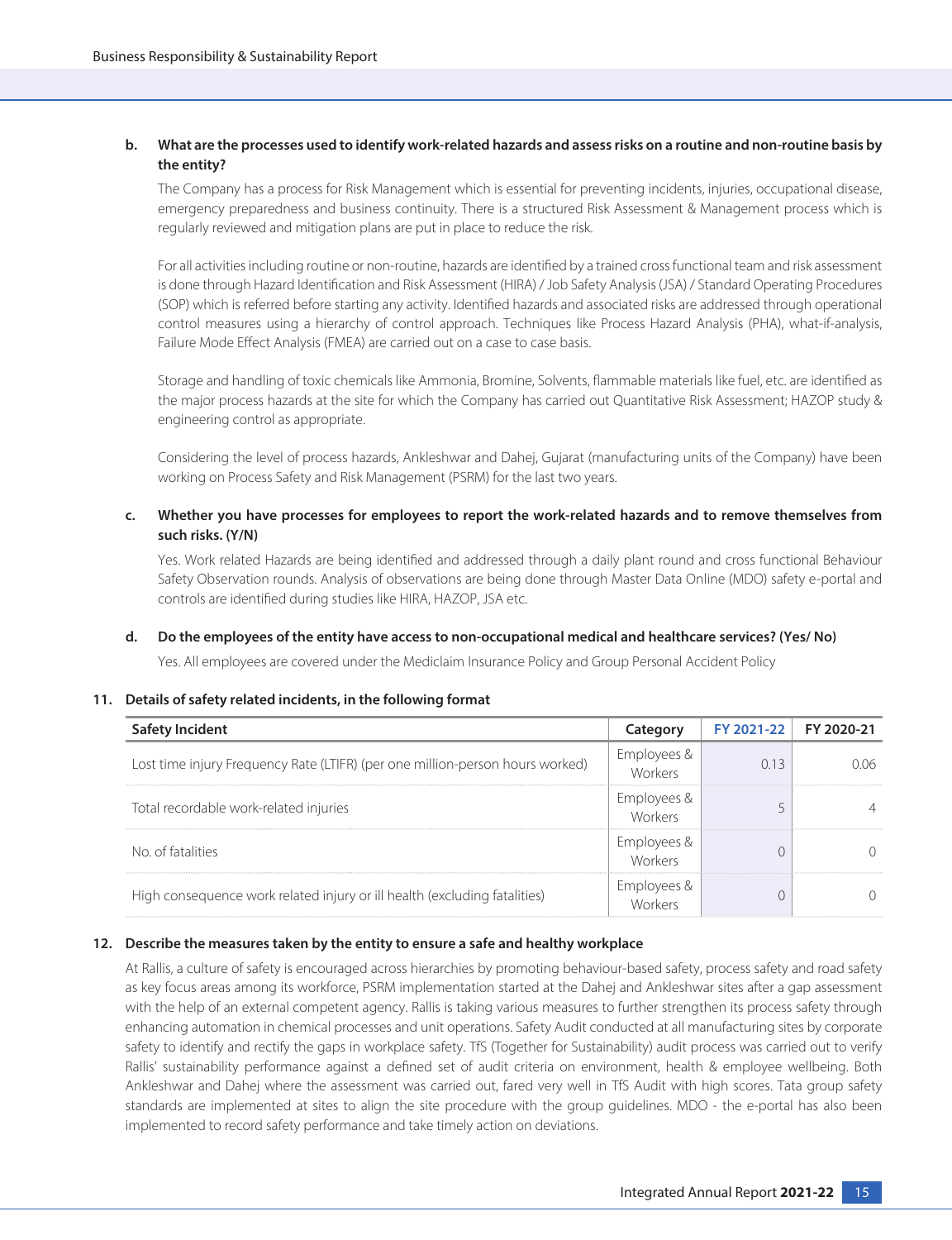**b. What are the processes used to identify work-related hazards and assess risks on a routine and non-routine basis by the entity?**

The Company has a process for Risk Management which is essential for preventing incidents, injuries, occupational disease, emergency preparedness and business continuity. There is a structured Risk Assessment & Management process which is regularly reviewed and mitigation plans are put in place to reduce the risk.

For all activities including routine or non-routine, hazards are identified by a trained cross functional team and risk assessment is done through Hazard Identification and Risk Assessment (HIRA) / Job Safety Analysis (JSA) / Standard Operating Procedures (SOP) which is referred before starting any activity. Identified hazards and associated risks are addressed through operational control measures using a hierarchy of control approach. Techniques like Process Hazard Analysis (PHA), what-if-analysis, Failure Mode Effect Analysis (FMEA) are carried out on a case to case basis.

Storage and handling of toxic chemicals like Ammonia, Bromine, Solvents, flammable materials like fuel, etc. are identified as the major process hazards at the site for which the Company has carried out Quantitative Risk Assessment; HAZOP study & engineering control as appropriate.

Considering the level of process hazards, Ankleshwar and Dahej, Gujarat (manufacturing units of the Company) have been working on Process Safety and Risk Management (PSRM) for the last two years.

**c. Whether you have processes for employees to report the work-related hazards and to remove themselves from such risks. (Y/N)**

Yes. Work related Hazards are being identified and addressed through a daily plant round and cross functional Behaviour Safety Observation rounds. Analysis of observations are being done through Master Data Online (MDO) safety e-portal and controls are identified during studies like HIRA, HAZOP, JSA etc.

**d. Do the employees of the entity have access to non-occupational medical and healthcare services? (Yes/ No)**

Yes. All employees are covered under the Mediclaim Insurance Policy and Group Personal Accident Policy

**11. Details of safety related incidents, in the following format**

| Safety Incident | Category | FY 2021-22 | FY 2020-21 |
|---|---|---|---|
| Lost time injury Frequency Rate (LTIFR) (per one million-person hours worked) | Employees & Workers | 0.13 | 0.06 |
| Total recordable work-related injuries | Employees & Workers | 5 | 4 |
| No. of fatalities | Employees & Workers | 0 | 0 |
| High consequence work related injury or ill health (excluding fatalities) | Employees & Workers | 0 | 0 |

**12. Describe the measures taken by the entity to ensure a safe and healthy workplace**

At Rallis, a culture of safety is encouraged across hierarchies by promoting behaviour-based safety, process safety and road safety as key focus areas among its workforce, PSRM implementation started at the Dahej and Ankleshwar sites after a gap assessment with the help of an external competent agency. Rallis is taking various measures to further strengthen its process safety through enhancing automation in chemical processes and unit operations. Safety Audit conducted at all manufacturing sites by corporate safety to identify and rectify the gaps in workplace safety. TfS (Together for Sustainability) audit process was carried out to verify Rallis' sustainability performance against a defined set of audit criteria on environment, health & employee wellbeing. Both Ankleshwar and Dahej where the assessment was carried out, fared very well in TfS Audit with high scores. Tata group safety standards are implemented at sites to align the site procedure with the group guidelines. MDO - the e-portal has also been implemented to record safety performance and take timely action on deviations.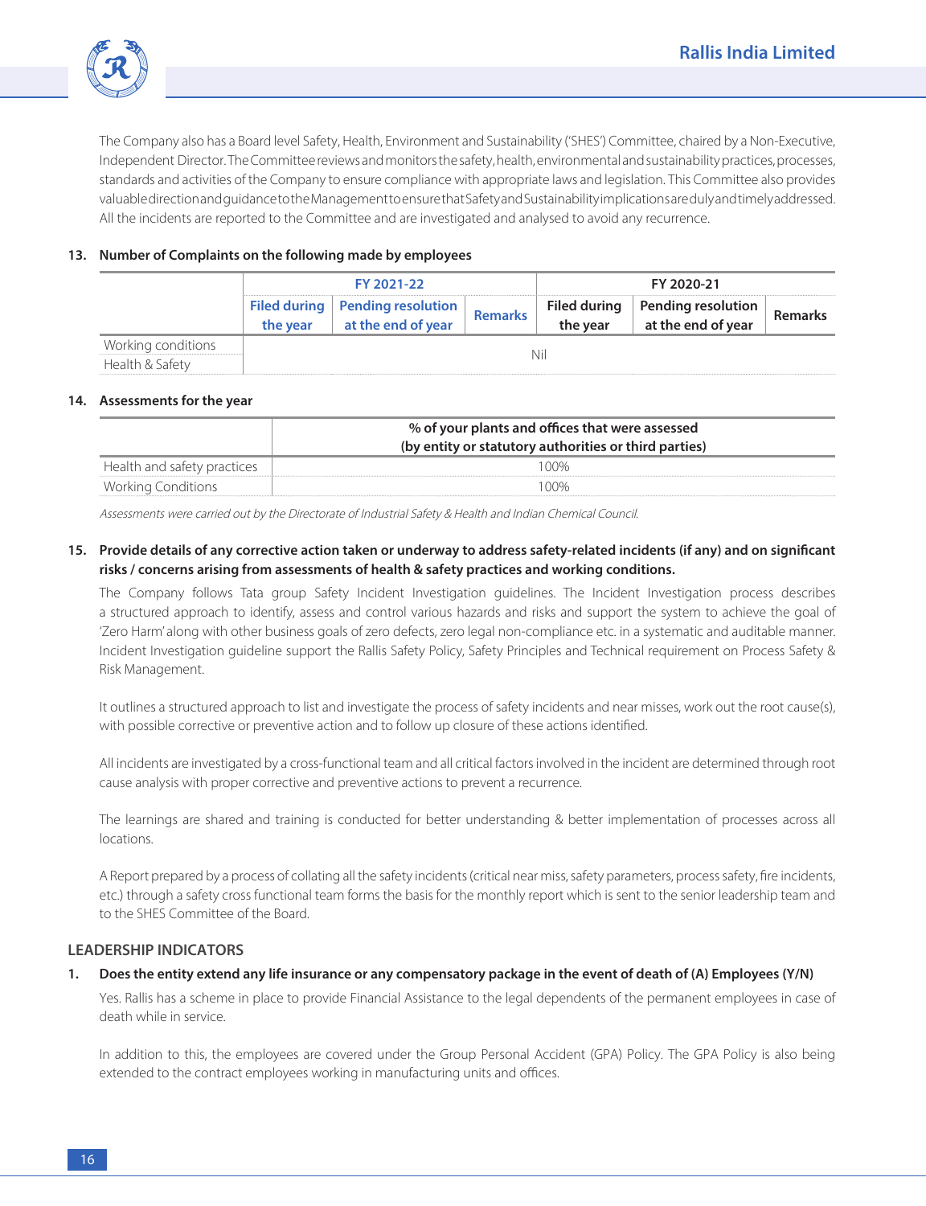The Company also has a Board level Safety, Health, Environment and Sustainability ('SHES') Committee, chaired by a Non-Executive, Independent Director. The Committee reviews and monitors the safety, health, environmental and sustainability practices, processes, standards and activities of the Company to ensure compliance with appropriate laws and legislation. This Committee also provides valuable direction and guidance to the Management to ensure that Safety and Sustainability implications are duly and timely addressed. All the incidents are reported to the Committee and are investigated and analysed to avoid any recurrence.

**13. Number of Complaints on the following made by employees**

| | FY 2021-22 | | | FY 2020-21 | | |
|---|---|---|---|---|---|---|
| | Filed during the year | Pending resolution at the end of year | Remarks | Filed during the year | Pending resolution at the end of year | Remarks |
| Working conditions | Nil | | | | | |
| Health & Safety | | | | | | |

**14. Assessments for the year**

| | % of your plants and offices that were assessed (by entity or statutory authorities or third parties) |
|---|---|
| Health and safety practices | 100% |
| Working Conditions | 100% |

*Assessments were carried out by the Directorate of Industrial Safety & Health and Indian Chemical Council.*

**15. Provide details of any corrective action taken or underway to address safety-related incidents (if any) and on significant risks / concerns arising from assessments of health & safety practices and working conditions.**

The Company follows Tata group Safety Incident Investigation guidelines. The Incident Investigation process describes a structured approach to identify, assess and control various hazards and risks and support the system to achieve the goal of 'Zero Harm' along with other business goals of zero defects, zero legal non-compliance etc. in a systematic and auditable manner. Incident Investigation guideline support the Rallis Safety Policy, Safety Principles and Technical requirement on Process Safety & Risk Management.

It outlines a structured approach to list and investigate the process of safety incidents and near misses, work out the root cause(s), with possible corrective or preventive action and to follow up closure of these actions identified.

All incidents are investigated by a cross-functional team and all critical factors involved in the incident are determined through root cause analysis with proper corrective and preventive actions to prevent a recurrence.

The learnings are shared and training is conducted for better understanding & better implementation of processes across all locations.

A Report prepared by a process of collating all the safety incidents (critical near miss, safety parameters, process safety, fire incidents, etc.) through a safety cross functional team forms the basis for the monthly report which is sent to the senior leadership team and to the SHES Committee of the Board.

## LEADERSHIP INDICATORS

**1. Does the entity extend any life insurance or any compensatory package in the event of death of (A) Employees (Y/N)**

Yes. Rallis has a scheme in place to provide Financial Assistance to the legal dependents of the permanent employees in case of death while in service.

In addition to this, the employees are covered under the Group Personal Accident (GPA) Policy. The GPA Policy is also being extended to the contract employees working in manufacturing units and offices.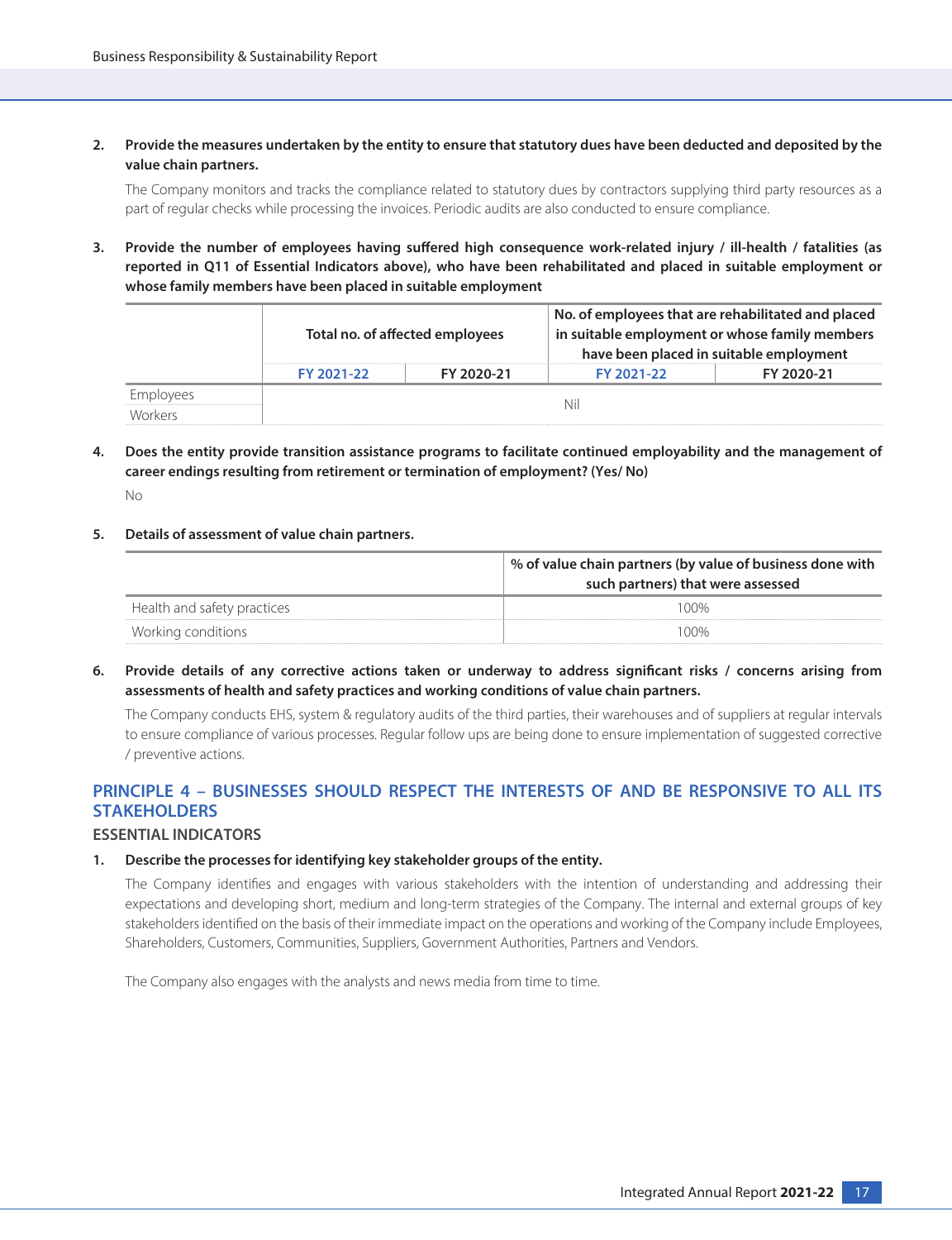2. **Provide the measures undertaken by the entity to ensure that statutory dues have been deducted and deposited by the value chain partners.**

   The Company monitors and tracks the compliance related to statutory dues by contractors supplying third party resources as a part of regular checks while processing the invoices. Periodic audits are also conducted to ensure compliance.

3. **Provide the number of employees having suffered high consequence work-related injury / ill-health / fatalities (as reported in Q11 of Essential Indicators above), who have been rehabilitated and placed in suitable employment or whose family members have been placed in suitable employment**

| | Total no. of affected employees | | No. of employees that are rehabilitated and placed in suitable employment or whose family members have been placed in suitable employment | |
|---|---|---|---|---|
| | FY 2021-22 | FY 2020-21 | FY 2021-22 | FY 2020-21 |
| Employees | Nil | | | |
| Workers | | | | |

4. **Does the entity provide transition assistance programs to facilitate continued employability and the management of career endings resulting from retirement or termination of employment? (Yes/ No)**

   No

5. **Details of assessment of value chain partners.**

| | % of value chain partners (by value of business done with such partners) that were assessed |
|---|---|
| Health and safety practices | 100% |
| Working conditions | 100% |

6. **Provide details of any corrective actions taken or underway to address significant risks / concerns arising from assessments of health and safety practices and working conditions of value chain partners.**

   The Company conducts EHS, system & regulatory audits of the third parties, their warehouses and of suppliers at regular intervals to ensure compliance of various processes. Regular follow ups are being done to ensure implementation of suggested corrective / preventive actions.

## PRINCIPLE 4 – BUSINESSES SHOULD RESPECT THE INTERESTS OF AND BE RESPONSIVE TO ALL ITS STAKEHOLDERS

### ESSENTIAL INDICATORS

1. **Describe the processes for identifying key stakeholder groups of the entity.**

   The Company identifies and engages with various stakeholders with the intention of understanding and addressing their expectations and developing short, medium and long-term strategies of the Company. The internal and external groups of key stakeholders identified on the basis of their immediate impact on the operations and working of the Company include Employees, Shareholders, Customers, Communities, Suppliers, Government Authorities, Partners and Vendors.

   The Company also engages with the analysts and news media from time to time.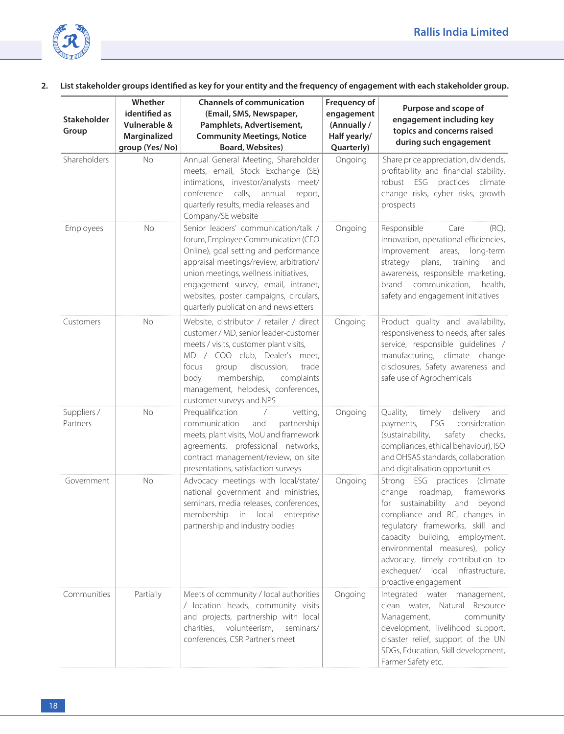2. **List stakeholder groups identified as key for your entity and the frequency of engagement with each stakeholder group.**

| Stakeholder Group | Whether identified as Vulnerable & Marginalized group (Yes/ No) | Channels of communication (Email, SMS, Newspaper, Pamphlets, Advertisement, Community Meetings, Notice Board, Websites) | Frequency of engagement (Annually / Half yearly/ Quarterly) | Purpose and scope of engagement including key topics and concerns raised during such engagement |
|---|---|---|---|---|
| Shareholders | No | Annual General Meeting, Shareholder meets, email, Stock Exchange (SE) intimations, investor/analysts meet/ conference calls, annual report, quarterly results, media releases and Company/SE website | Ongoing | Share price appreciation, dividends, profitability and financial stability, robust ESG practices climate change risks, cyber risks, growth prospects |
| Employees | No | Senior leaders' communication/talk / forum, Employee Communication (CEO Online), goal setting and performance appraisal meetings/review, arbitration/ union meetings, wellness initiatives, engagement survey, email, intranet, websites, poster campaigns, circulars, quarterly publication and newsletters | Ongoing | Responsible Care (RC), innovation, operational efficiencies, improvement areas, long-term strategy plans, training and awareness, responsible marketing, brand communication, health, safety and engagement initiatives |
| Customers | No | Website, distributor / retailer / direct customer / MD, senior leader-customer meets / visits, customer plant visits, MD / COO club, Dealer's meet, focus group discussion, trade body membership, complaints management, helpdesk, conferences, customer surveys and NPS | Ongoing | Product quality and availability, responsiveness to needs, after sales service, responsible guidelines / manufacturing, climate change disclosures, Safety awareness and safe use of Agrochemicals |
| Suppliers / Partners | No | Prequalification / vetting, communication and partnership meets, plant visits, MoU and framework agreements, professional networks, contract management/review, on site presentations, satisfaction surveys | Ongoing | Quality, timely delivery and payments, ESG consideration (sustainability, safety checks, compliances, ethical behaviour), ISO and OHSAS standards, collaboration and digitalisation opportunities |
| Government | No | Advocacy meetings with local/state/ national government and ministries, seminars, media releases, conferences, membership in local enterprise partnership and industry bodies | Ongoing | Strong ESG practices (climate change roadmap, frameworks for sustainability and beyond compliance and RC, changes in regulatory frameworks, skill and capacity building, employment, environmental measures), policy advocacy, timely contribution to exchequer/ local infrastructure, proactive engagement |
| Communities | Partially | Meets of community / local authorities / location heads, community visits and projects, partnership with local charities, volunteerism, seminars/ conferences, CSR Partner's meet | Ongoing | Integrated water management, clean water, Natural Resource Management, community development, livelihood support, disaster relief, support of the UN SDGs, Education, Skill development, Farmer Safety etc. |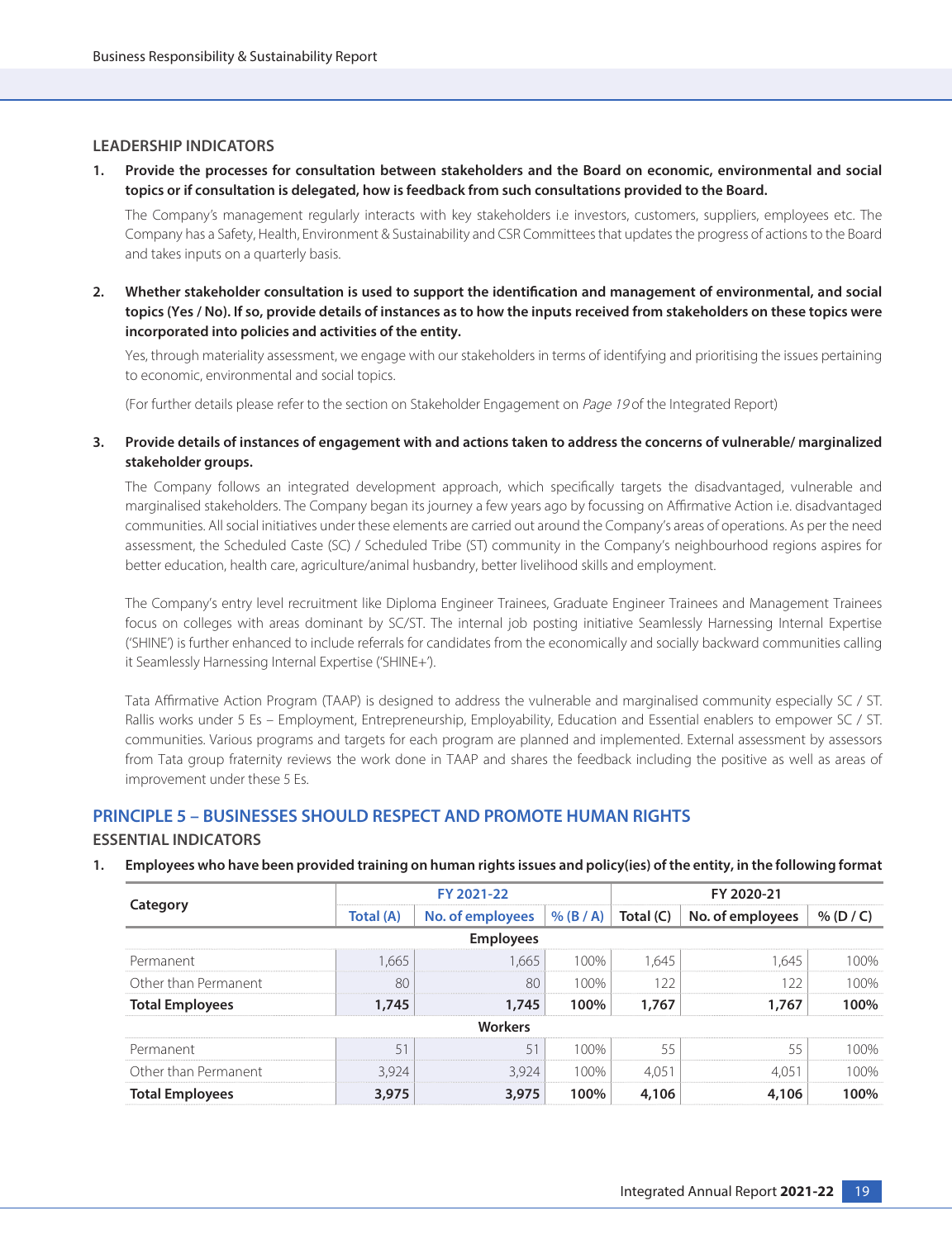### LEADERSHIP INDICATORS

1. **Provide the processes for consultation between stakeholders and the Board on economic, environmental and social topics or if consultation is delegated, how is feedback from such consultations provided to the Board.**

   The Company's management regularly interacts with key stakeholders i.e investors, customers, suppliers, employees etc. The Company has a Safety, Health, Environment & Sustainability and CSR Committees that updates the progress of actions to the Board and takes inputs on a quarterly basis.

2. **Whether stakeholder consultation is used to support the identification and management of environmental, and social topics (Yes / No). If so, provide details of instances as to how the inputs received from stakeholders on these topics were incorporated into policies and activities of the entity.**

   Yes, through materiality assessment, we engage with our stakeholders in terms of identifying and prioritising the issues pertaining to economic, environmental and social topics.

   (For further details please refer to the section on Stakeholder Engagement on *Page 19* of the Integrated Report)

3. **Provide details of instances of engagement with and actions taken to address the concerns of vulnerable/ marginalized stakeholder groups.**

   The Company follows an integrated development approach, which specifically targets the disadvantaged, vulnerable and marginalised stakeholders. The Company began its journey a few years ago by focussing on Affirmative Action i.e. disadvantaged communities. All social initiatives under these elements are carried out around the Company's areas of operations. As per the need assessment, the Scheduled Caste (SC) / Scheduled Tribe (ST) community in the Company's neighbourhood regions aspires for better education, health care, agriculture/animal husbandry, better livelihood skills and employment.

   The Company's entry level recruitment like Diploma Engineer Trainees, Graduate Engineer Trainees and Management Trainees focus on colleges with areas dominant by SC/ST. The internal job posting initiative Seamlessly Harnessing Internal Expertise ('SHINE') is further enhanced to include referrals for candidates from the economically and socially backward communities calling it Seamlessly Harnessing Internal Expertise ('SHINE+').

   Tata Affirmative Action Program (TAAP) is designed to address the vulnerable and marginalised community especially SC / ST. Rallis works under 5 Es – Employment, Entrepreneurship, Employability, Education and Essential enablers to empower SC / ST. communities. Various programs and targets for each program are planned and implemented. External assessment by assessors from Tata group fraternity reviews the work done in TAAP and shares the feedback including the positive as well as areas of improvement under these 5 Es.

## PRINCIPLE 5 – BUSINESSES SHOULD RESPECT AND PROMOTE HUMAN RIGHTS

### ESSENTIAL INDICATORS

1. **Employees who have been provided training on human rights issues and policy(ies) of the entity, in the following format**

| Category | FY 2021-22 | | | FY 2020-21 | | |
|---|---|---|---|---|---|---|
| | Total (A) | No. of employees | % (B / A) | Total (C) | No. of employees | % (D / C) |
| **Employees** | | | | | | |
| Permanent | 1,665 | 1,665 | 100% | 1,645 | 1,645 | 100% |
| Other than Permanent | 80 | 80 | 100% | 122 | 122 | 100% |
| **Total Employees** | **1,745** | **1,745** | **100%** | **1,767** | **1,767** | **100%** |
| **Workers** | | | | | | |
| Permanent | 51 | 51 | 100% | 55 | 55 | 100% |
| Other than Permanent | 3,924 | 3,924 | 100% | 4,051 | 4,051 | 100% |
| **Total Employees** | **3,975** | **3,975** | **100%** | **4,106** | **4,106** | **100%** |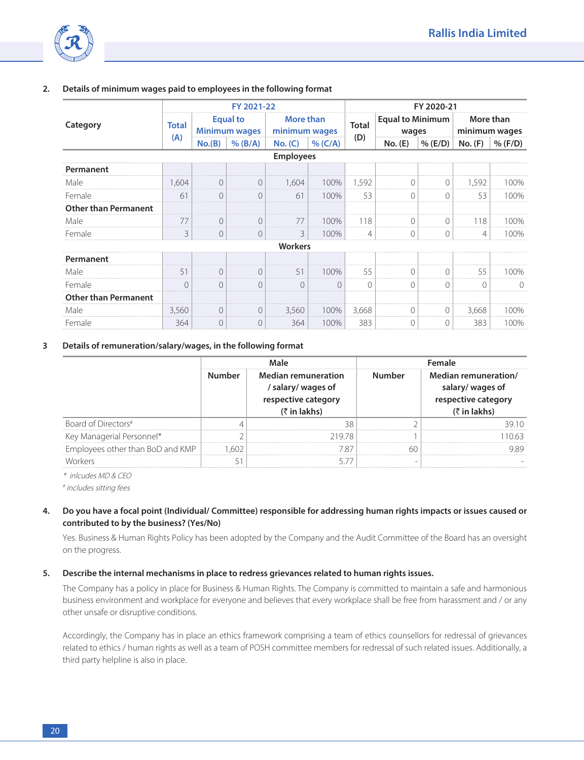2. **Details of minimum wages paid to employees in the following format**

| Category | FY 2021-22 | | | | | FY 2020-21 | | | | |
|---|---|---|---|---|---|---|---|---|---|---|
| | Total (A) | Equal to Minimum wages | | More than minimum wages | | Total (D) | Equal to Minimum wages | | More than minimum wages | |
| | | No.(B) | % (B/A) | No. (C) | % (C/A) | | No. (E) | % (E/D) | No. (F) | % (F/D) |
| **Employees** | | | | | | | | | | |
| **Permanent** | | | | | | | | | | |
| Male | 1,604 | 0 | 0 | 1,604 | 100% | 1,592 | 0 | 0 | 1,592 | 100% |
| Female | 61 | 0 | 0 | 61 | 100% | 53 | 0 | 0 | 53 | 100% |
| **Other than Permanent** | | | | | | | | | | |
| Male | 77 | 0 | 0 | 77 | 100% | 118 | 0 | 0 | 118 | 100% |
| Female | 3 | 0 | 0 | 3 | 100% | 4 | 0 | 0 | 4 | 100% |
| **Workers** | | | | | | | | | | |
| **Permanent** | | | | | | | | | | |
| Male | 51 | 0 | 0 | 51 | 100% | 55 | 0 | 0 | 55 | 100% |
| Female | 0 | 0 | 0 | 0 | 0 | 0 | 0 | 0 | 0 | 0 |
| **Other than Permanent** | | | | | | | | | | |
| Male | 3,560 | 0 | 0 | 3,560 | 100% | 3,668 | 0 | 0 | 3,668 | 100% |
| Female | 364 | 0 | 0 | 364 | 100% | 383 | 0 | 0 | 383 | 100% |

3 **Details of remuneration/salary/wages, in the following format**

| | Male | | Female | |
|---|---|---|---|---|
| | Number | Median remuneration / salary/ wages of respective category (₹ in lakhs) | Number | Median remuneration/ salary/ wages of respective category (₹ in lakhs) |
| Board of Directors# | 4 | 38 | 2 | 39.10 |
| Key Managerial Personnel* | 2 | 219.78 | 1 | 110.63 |
| Employees other than BoD and KMP | 1,602 | 7.87 | 60 | 9.89 |
| Workers | 51 | 5.77 | - | - |

*\* inlcudes MD & CEO*

*# includes sitting fees*

4. **Do you have a focal point (Individual/ Committee) responsible for addressing human rights impacts or issues caused or contributed to by the business? (Yes/No)**

Yes. Business & Human Rights Policy has been adopted by the Company and the Audit Committee of the Board has an oversight on the progress.

5. **Describe the internal mechanisms in place to redress grievances related to human rights issues.**

The Company has a policy in place for Business & Human Rights. The Company is committed to maintain a safe and harmonious business environment and workplace for everyone and believes that every workplace shall be free from harassment and / or any other unsafe or disruptive conditions.

Accordingly, the Company has in place an ethics framework comprising a team of ethics counsellors for redressal of grievances related to ethics / human rights as well as a team of POSH committee members for redressal of such related issues. Additionally, a third party helpline is also in place.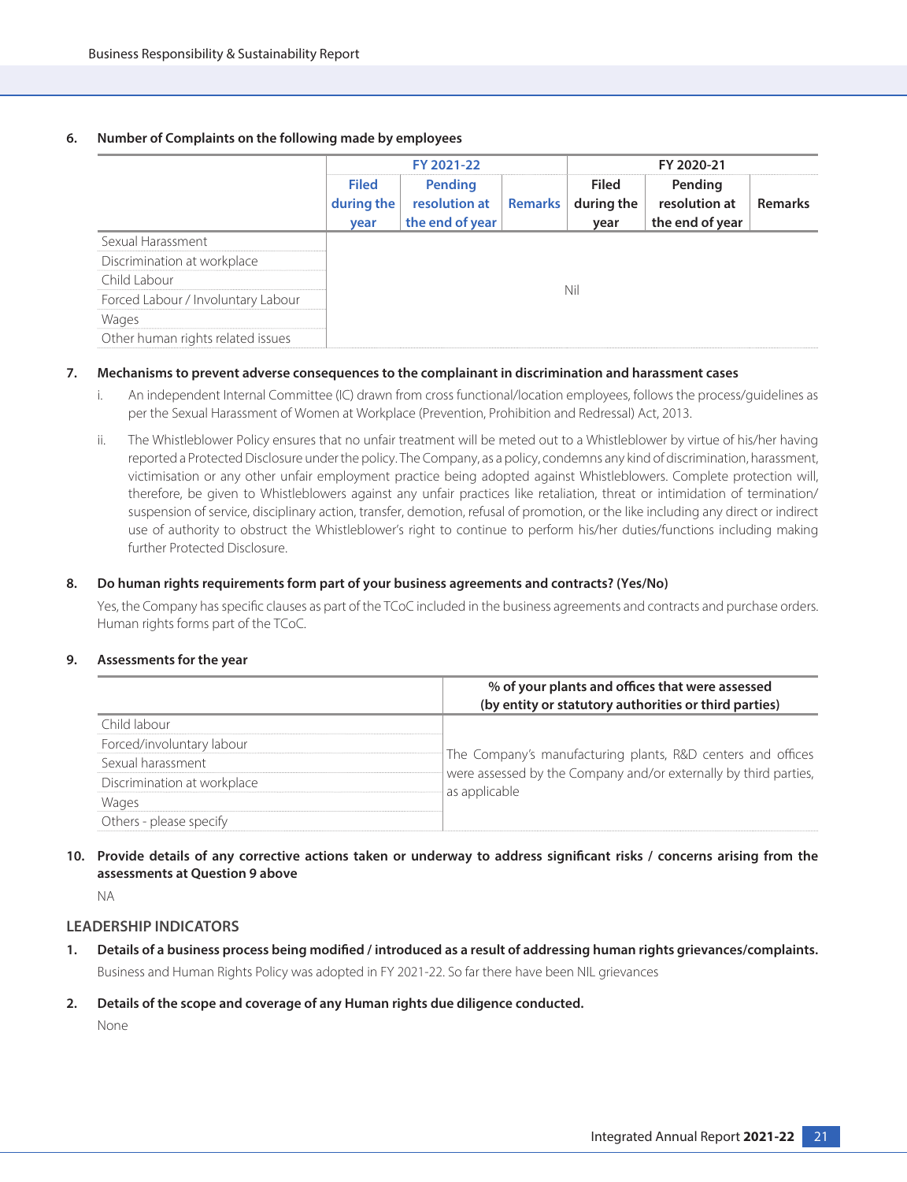6. **Number of Complaints on the following made by employees**

| | FY 2021-22 | | | FY 2020-21 | | |
|---|---|---|---|---|---|---|
| | Filed during the year | Pending resolution at the end of year | Remarks | Filed during the year | Pending resolution at the end of year | Remarks |
| Sexual Harassment | Nil | | | | | |
| Discrimination at workplace | | | | | | |
| Child Labour | | | | | | |
| Forced Labour / Involuntary Labour | | | | | | |
| Wages | | | | | | |
| Other human rights related issues | | | | | | |

7. **Mechanisms to prevent adverse consequences to the complainant in discrimination and harassment cases**

   i. An independent Internal Committee (IC) drawn from cross functional/location employees, follows the process/guidelines as per the Sexual Harassment of Women at Workplace (Prevention, Prohibition and Redressal) Act, 2013.

   ii. The Whistleblower Policy ensures that no unfair treatment will be meted out to a Whistleblower by virtue of his/her having reported a Protected Disclosure under the policy. The Company, as a policy, condemns any kind of discrimination, harassment, victimisation or any other unfair employment practice being adopted against Whistleblowers. Complete protection will, therefore, be given to Whistleblowers against any unfair practices like retaliation, threat or intimidation of termination/ suspension of service, disciplinary action, transfer, demotion, refusal of promotion, or the like including any direct or indirect use of authority to obstruct the Whistleblower's right to continue to perform his/her duties/functions including making further Protected Disclosure.

8. **Do human rights requirements form part of your business agreements and contracts? (Yes/No)**

   Yes, the Company has specific clauses as part of the TCoC included in the business agreements and contracts and purchase orders. Human rights forms part of the TCoC.

9. **Assessments for the year**

| | % of your plants and offices that were assessed (by entity or statutory authorities or third parties) |
|---|---|
| Child labour | The Company's manufacturing plants, R&D centers and offices were assessed by the Company and/or externally by third parties, as applicable |
| Forced/involuntary labour | |
| Sexual harassment | |
| Discrimination at workplace | |
| Wages | |
| Others - please specify | |

10. **Provide details of any corrective actions taken or underway to address significant risks / concerns arising from the assessments at Question 9 above**

    NA

## LEADERSHIP INDICATORS

1. **Details of a business process being modified / introduced as a result of addressing human rights grievances/complaints.**

   Business and Human Rights Policy was adopted in FY 2021-22. So far there have been NIL grievances

2. **Details of the scope and coverage of any Human rights due diligence conducted.**

   None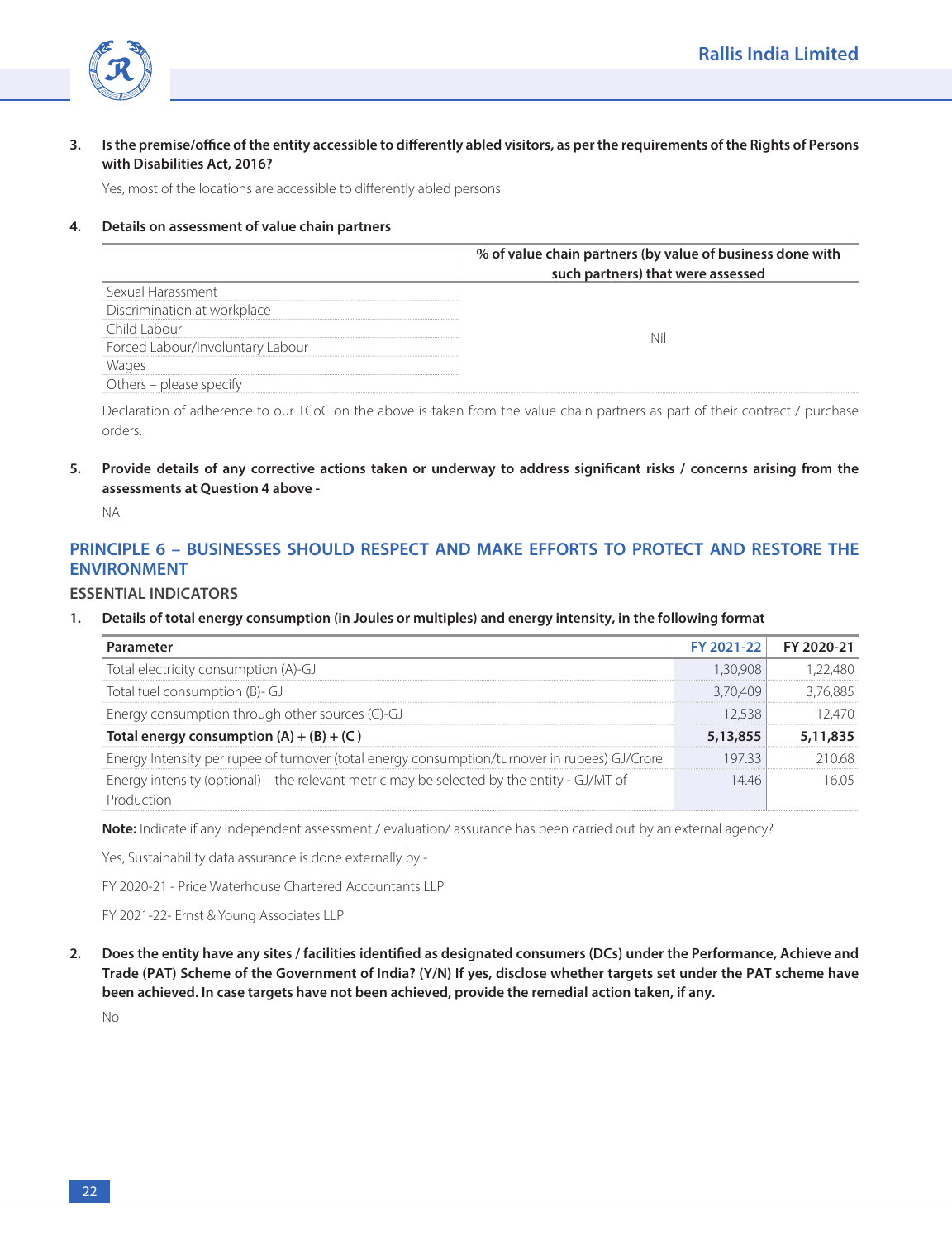3. **Is the premise/office of the entity accessible to differently abled visitors, as per the requirements of the Rights of Persons with Disabilities Act, 2016?**

   Yes, most of the locations are accessible to differently abled persons

4. **Details on assessment of value chain partners**

| | % of value chain partners (by value of business done with such partners) that were assessed |
|---|---|
| Sexual Harassment | Nil |
| Discrimination at workplace | |
| Child Labour | |
| Forced Labour/Involuntary Labour | |
| Wages | |
| Others – please specify | |

Declaration of adherence to our TCoC on the above is taken from the value chain partners as part of their contract / purchase orders.

5. **Provide details of any corrective actions taken or underway to address significant risks / concerns arising from the assessments at Question 4 above -**

   NA

## PRINCIPLE 6 – BUSINESSES SHOULD RESPECT AND MAKE EFFORTS TO PROTECT AND RESTORE THE ENVIRONMENT

### ESSENTIAL INDICATORS

1. **Details of total energy consumption (in Joules or multiples) and energy intensity, in the following format**

| Parameter | FY 2021-22 | FY 2020-21 |
|---|---|---|
| Total electricity consumption (A)-GJ | 1,30,908 | 1,22,480 |
| Total fuel consumption (B)- GJ | 3,70,409 | 3,76,885 |
| Energy consumption through other sources (C)-GJ | 12,538 | 12,470 |
| **Total energy consumption (A) + (B) + (C )** | **5,13,855** | **5,11,835** |
| Energy Intensity per rupee of turnover (total energy consumption/turnover in rupees) GJ/Crore | 197.33 | 210.68 |
| Energy intensity (optional) – the relevant metric may be selected by the entity - GJ/MT of Production | 14.46 | 16.05 |

**Note:** Indicate if any independent assessment / evaluation/ assurance has been carried out by an external agency?

Yes, Sustainability data assurance is done externally by -

FY 2020-21 - Price Waterhouse Chartered Accountants LLP

FY 2021-22- Ernst & Young Associates LLP

2. **Does the entity have any sites / facilities identified as designated consumers (DCs) under the Performance, Achieve and Trade (PAT) Scheme of the Government of India? (Y/N) If yes, disclose whether targets set under the PAT scheme have been achieved. In case targets have not been achieved, provide the remedial action taken, if any.**

   No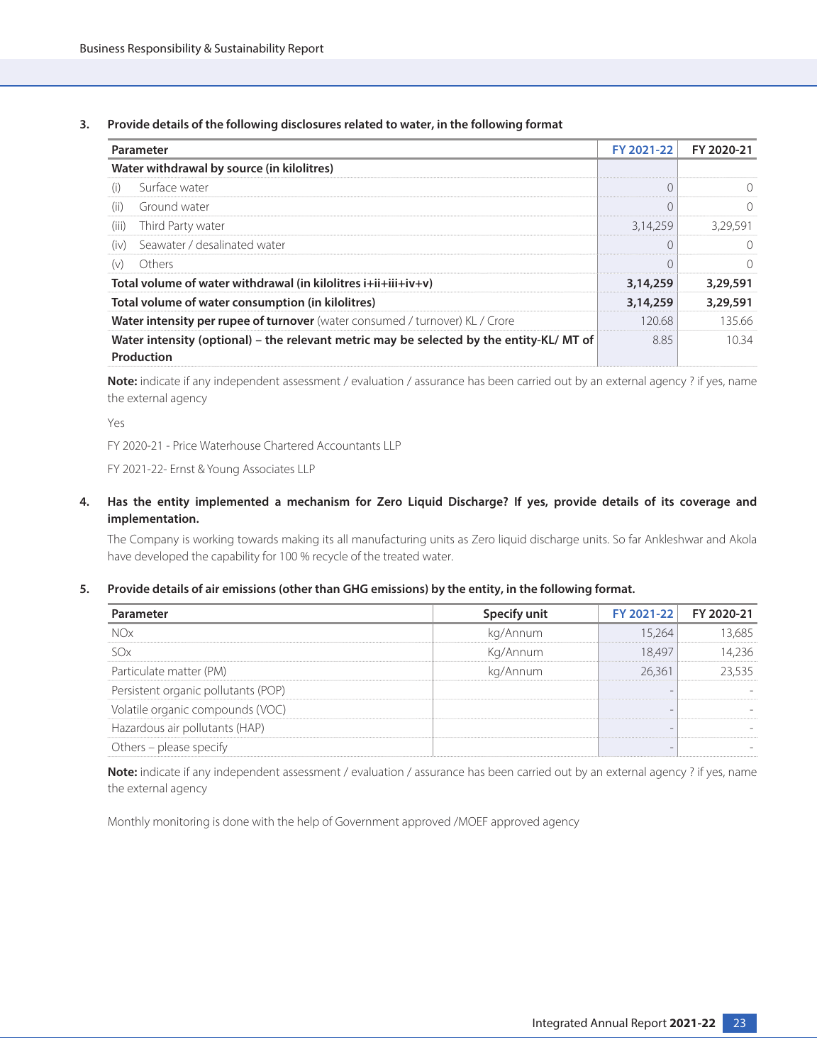3. **Provide details of the following disclosures related to water, in the following format**

| Parameter | | FY 2021-22 | FY 2020-21 |
|---|---|---|---|
| **Water withdrawal by source (in kilolitres)** | | | |
| (i) | Surface water | 0 | 0 |
| (ii) | Ground water | 0 | 0 |
| (iii) | Third Party water | 3,14,259 | 3,29,591 |
| (iv) | Seawater / desalinated water | 0 | 0 |
| (v) | Others | 0 | 0 |
| **Total volume of water withdrawal (in kilolitres i+ii+iii+iv+v)** | | **3,14,259** | **3,29,591** |
| **Total volume of water consumption (in kilolitres)** | | **3,14,259** | **3,29,591** |
| **Water intensity per rupee of turnover** (water consumed / turnover) KL / Crore | | 120.68 | 135.66 |
| **Water intensity (optional) – the relevant metric may be selected by the entity-KL/ MT of Production** | | 8.85 | 10.34 |

**Note:** indicate if any independent assessment / evaluation / assurance has been carried out by an external agency ? if yes, name the external agency

Yes

FY 2020-21 - Price Waterhouse Chartered Accountants LLP

FY 2021-22- Ernst & Young Associates LLP

4. **Has the entity implemented a mechanism for Zero Liquid Discharge? If yes, provide details of its coverage and implementation.**

The Company is working towards making its all manufacturing units as Zero liquid discharge units. So far Ankleshwar and Akola have developed the capability for 100 % recycle of the treated water.

5. **Provide details of air emissions (other than GHG emissions) by the entity, in the following format.**

| Parameter | Specify unit | FY 2021-22 | FY 2020-21 |
|---|---|---|---|
| NOx | kg/Annum | 15,264 | 13,685 |
| SOx | Kg/Annum | 18,497 | 14,236 |
| Particulate matter (PM) | kg/Annum | 26,361 | 23,535 |
| Persistent organic pollutants (POP) | | - | - |
| Volatile organic compounds (VOC) | | - | - |
| Hazardous air pollutants (HAP) | | - | - |
| Others – please specify | | - | - |

**Note:** indicate if any independent assessment / evaluation / assurance has been carried out by an external agency ? if yes, name the external agency

Monthly monitoring is done with the help of Government approved /MOEF approved agency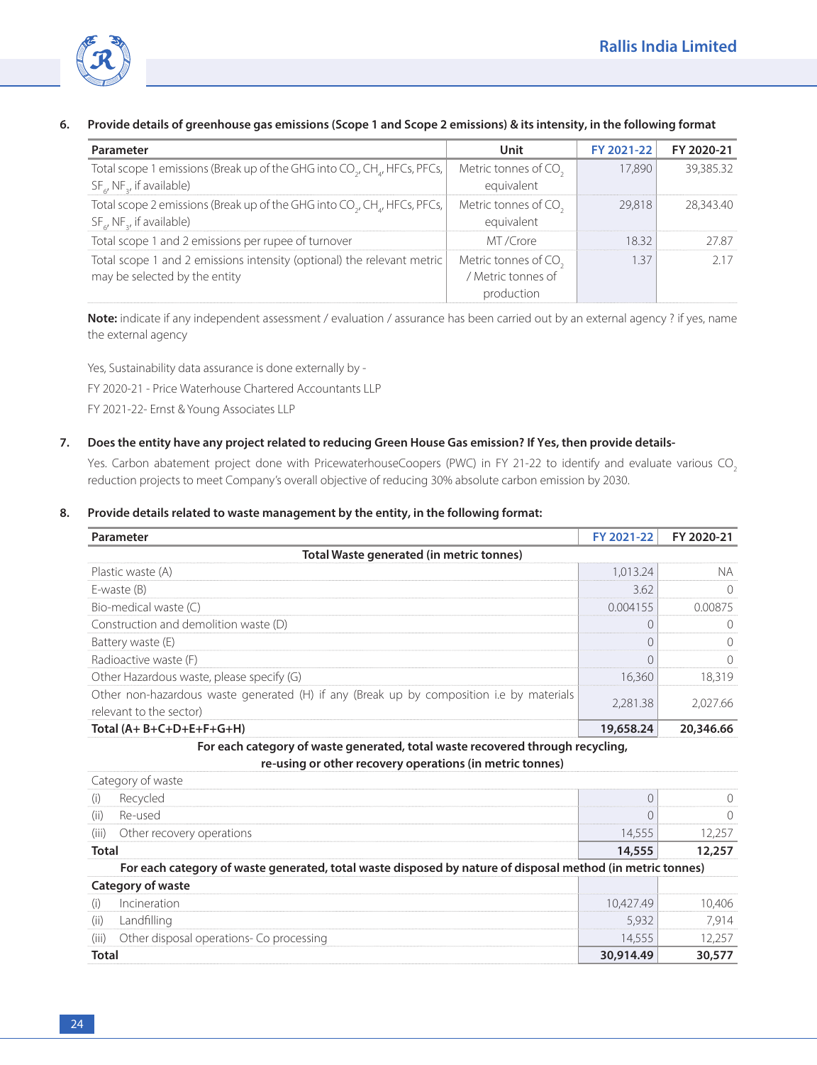6. **Provide details of greenhouse gas emissions (Scope 1 and Scope 2 emissions) & its intensity, in the following format**

| Parameter | Unit | FY 2021-22 | FY 2020-21 |
|---|---|---|---|
| Total scope 1 emissions (Break up of the GHG into $CO_2$, $CH_4$, HFCs, PFCs, $SF_6$, $NF_3$, if available) | Metric tonnes of $CO_2$ equivalent | 17,890 | 39,385.32 |
| Total scope 2 emissions (Break up of the GHG into $CO_2$, $CH_4$, HFCs, PFCs, $SF_6$, $NF_3$, if available) | Metric tonnes of $CO_2$ equivalent | 29,818 | 28,343.40 |
| Total scope 1 and 2 emissions per rupee of turnover | MT /Crore | 18.32 | 27.87 |
| Total scope 1 and 2 emissions intensity (optional) the relevant metric may be selected by the entity | Metric tonnes of $CO_2$ / Metric tonnes of production | 1.37 | 2.17 |

**Note:** indicate if any independent assessment / evaluation / assurance has been carried out by an external agency ? if yes, name the external agency

Yes, Sustainability data assurance is done externally by -

FY 2020-21 - Price Waterhouse Chartered Accountants LLP

FY 2021-22- Ernst & Young Associates LLP

7. **Does the entity have any project related to reducing Green House Gas emission? If Yes, then provide details-**

Yes. Carbon abatement project done with PricewaterhouseCoopers (PWC) in FY 21-22 to identify and evaluate various $CO_2$ reduction projects to meet Company's overall objective of reducing 30% absolute carbon emission by 2030.

8. **Provide details related to waste management by the entity, in the following format:**

| Parameter | FY 2021-22 | FY 2020-21 |
|---|---|---|
| **Total Waste generated (in metric tonnes)** | | |
| Plastic waste (A) | 1,013.24 | NA |
| E-waste (B) | 3.62 | 0 |
| Bio-medical waste (C) | 0.004155 | 0.00875 |
| Construction and demolition waste (D) | 0 | 0 |
| Battery waste (E) | 0 | 0 |
| Radioactive waste (F) | 0 | 0 |
| Other Hazardous waste, please specify (G) | 16,360 | 18,319 |
| Other non-hazardous waste generated (H) if any (Break up by composition i.e by materials relevant to the sector) | 2,281.38 | 2,027.66 |
| **Total (A+ B+C+D+E+F+G+H)** | **19,658.24** | **20,346.66** |
| **For each category of waste generated, total waste recovered through recycling, re-using or other recovery operations (in metric tonnes)** | | |
| Category of waste | | |
| (i) Recycled | 0 | 0 |
| (ii) Re-used | 0 | 0 |
| (iii) Other recovery operations | 14,555 | 12,257 |
| **Total** | **14,555** | **12,257** |
| **For each category of waste generated, total waste disposed by nature of disposal method (in metric tonnes)** | | |
| **Category of waste** | | |
| (i) Incineration | 10,427.49 | 10,406 |
| (ii) Landfilling | 5,932 | 7,914 |
| (iii) Other disposal operations- Co processing | 14,555 | 12,257 |
| **Total** | **30,914.49** | **30,577** |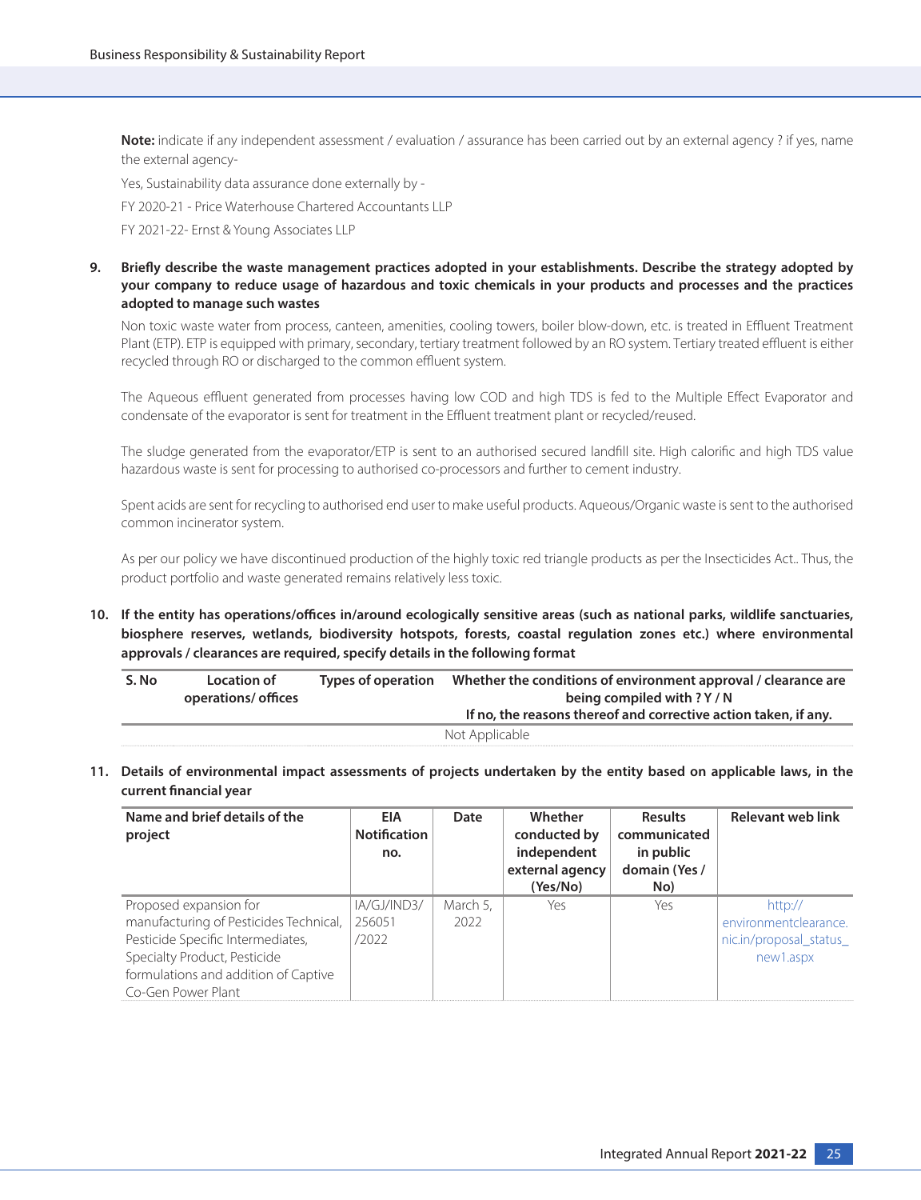**Note:** indicate if any independent assessment / evaluation / assurance has been carried out by an external agency ? if yes, name the external agency-

Yes, Sustainability data assurance done externally by -

FY 2020-21 - Price Waterhouse Chartered Accountants LLP

FY 2021-22- Ernst & Young Associates LLP

**9. Briefly describe the waste management practices adopted in your establishments. Describe the strategy adopted by your company to reduce usage of hazardous and toxic chemicals in your products and processes and the practices adopted to manage such wastes**

Non toxic waste water from process, canteen, amenities, cooling towers, boiler blow-down, etc. is treated in Effluent Treatment Plant (ETP). ETP is equipped with primary, secondary, tertiary treatment followed by an RO system. Tertiary treated effluent is either recycled through RO or discharged to the common effluent system.

The Aqueous effluent generated from processes having low COD and high TDS is fed to the Multiple Effect Evaporator and condensate of the evaporator is sent for treatment in the Effluent treatment plant or recycled/reused.

The sludge generated from the evaporator/ETP is sent to an authorised secured landfill site. High calorific and high TDS value hazardous waste is sent for processing to authorised co-processors and further to cement industry.

Spent acids are sent for recycling to authorised end user to make useful products. Aqueous/Organic waste is sent to the authorised common incinerator system.

As per our policy we have discontinued production of the highly toxic red triangle products as per the Insecticides Act.. Thus, the product portfolio and waste generated remains relatively less toxic.

**10. If the entity has operations/offices in/around ecologically sensitive areas (such as national parks, wildlife sanctuaries, biosphere reserves, wetlands, biodiversity hotspots, forests, coastal regulation zones etc.) where environmental approvals / clearances are required, specify details in the following format**

| S. No | Location of operations/ offices | Types of operation | Whether the conditions of environment approval / clearance are being compiled with ? Y / N If no, the reasons thereof and corrective action taken, if any. |
|---|---|---|---|
| Not Applicable | | | |

**11. Details of environmental impact assessments of projects undertaken by the entity based on applicable laws, in the current financial year**

| Name and brief details of the project | EIA Notification no. | Date | Whether conducted by independent external agency (Yes/No) | Results communicated in public domain (Yes / No) | Relevant web link |
|---|---|---|---|---|---|
| Proposed expansion for manufacturing of Pesticides Technical, Pesticide Specific Intermediates, Specialty Product, Pesticide formulations and addition of Captive Co-Gen Power Plant | IA/GJ/IND3/256051/2022 | March 5, 2022 | Yes | Yes | http://environmentclearance.nic.in/proposal_status_new1.aspx |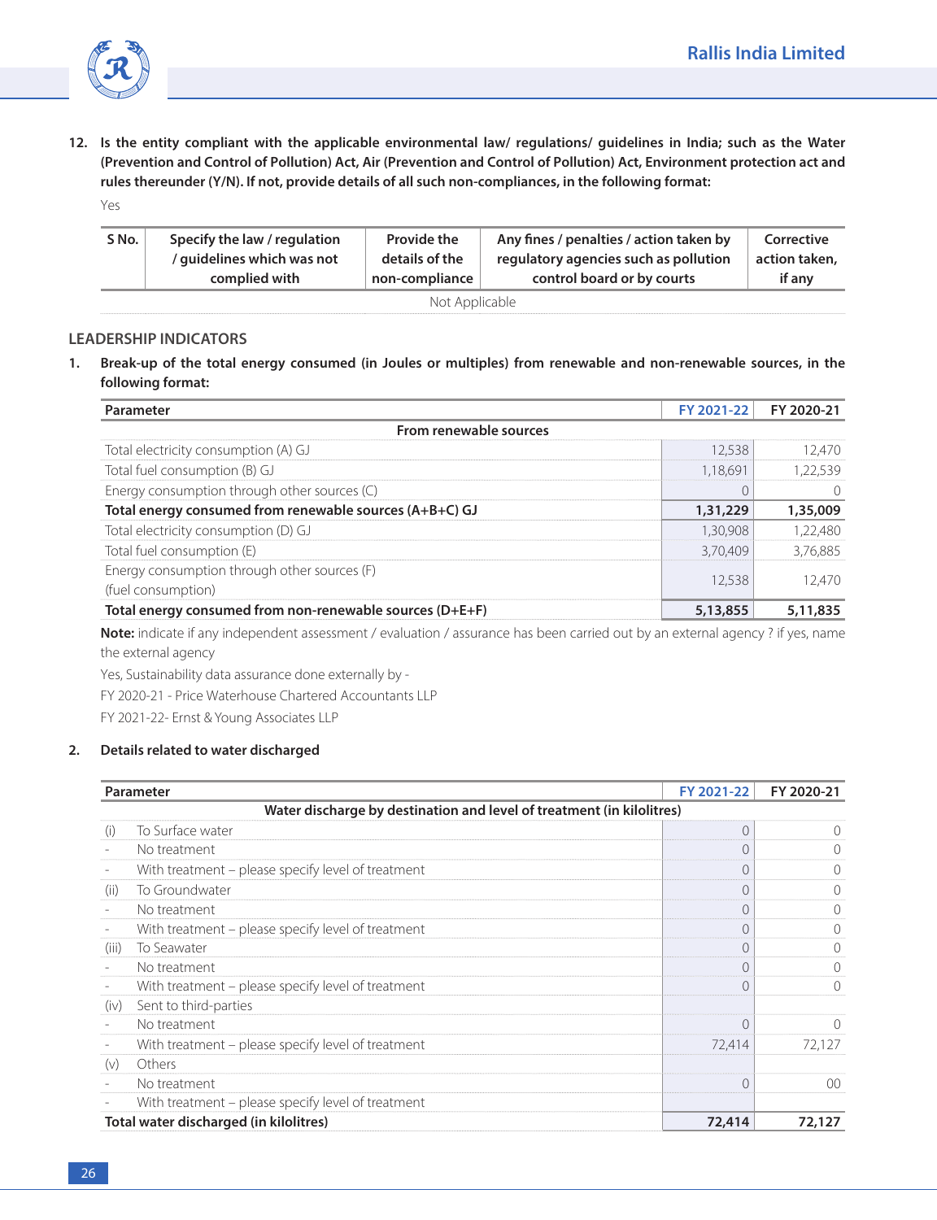12. **Is the entity compliant with the applicable environmental law/ regulations/ guidelines in India; such as the Water (Prevention and Control of Pollution) Act, Air (Prevention and Control of Pollution) Act, Environment protection act and rules thereunder (Y/N). If not, provide details of all such non-compliances, in the following format:**

Yes

| S No. | Specify the law / regulation / guidelines which was not complied with | Provide the details of the non-compliance | Any fines / penalties / action taken by regulatory agencies such as pollution control board or by courts | Corrective action taken, if any |
|---|---|---|---|---|
| Not Applicable | | | | |

## LEADERSHIP INDICATORS

1. **Break-up of the total energy consumed (in Joules or multiples) from renewable and non-renewable sources, in the following format:**

| Parameter | FY 2021-22 | FY 2020-21 |
|---|---|---|
| **From renewable sources** | | |
| Total electricity consumption (A) GJ | 12,538 | 12,470 |
| Total fuel consumption (B) GJ | 1,18,691 | 1,22,539 |
| Energy consumption through other sources (C) | 0 | 0 |
| **Total energy consumed from renewable sources (A+B+C) GJ** | **1,31,229** | **1,35,009** |
| Total electricity consumption (D) GJ | 1,30,908 | 1,22,480 |
| Total fuel consumption (E) | 3,70,409 | 3,76,885 |
| Energy consumption through other sources (F) (fuel consumption) | 12,538 | 12,470 |
| **Total energy consumed from non-renewable sources (D+E+F)** | **5,13,855** | **5,11,835** |

**Note:** indicate if any independent assessment / evaluation / assurance has been carried out by an external agency ? if yes, name the external agency

Yes, Sustainability data assurance done externally by -

FY 2020-21 - Price Waterhouse Chartered Accountants LLP

FY 2021-22- Ernst & Young Associates LLP

2. **Details related to water discharged**

| Parameter | | FY 2021-22 | FY 2020-21 |
|---|---|---|---|
| **Water discharge by destination and level of treatment (in kilolitres)** | | | |
| (i) | To Surface water | 0 | 0 |
| - | No treatment | 0 | 0 |
| - | With treatment – please specify level of treatment | 0 | 0 |
| (ii) | To Groundwater | 0 | 0 |
| - | No treatment | 0 | 0 |
| - | With treatment – please specify level of treatment | 0 | 0 |
| (iii) | To Seawater | 0 | 0 |
| - | No treatment | 0 | 0 |
| - | With treatment – please specify level of treatment | 0 | 0 |
| (iv) | Sent to third-parties | | |
| - | No treatment | 0 | 0 |
| - | With treatment – please specify level of treatment | 72,414 | 72,127 |
| (v) | Others | | |
| - | No treatment | 0 | 00 |
| - | With treatment – please specify level of treatment | | |
| **Total water discharged (in kilolitres)** | | **72,414** | **72,127** |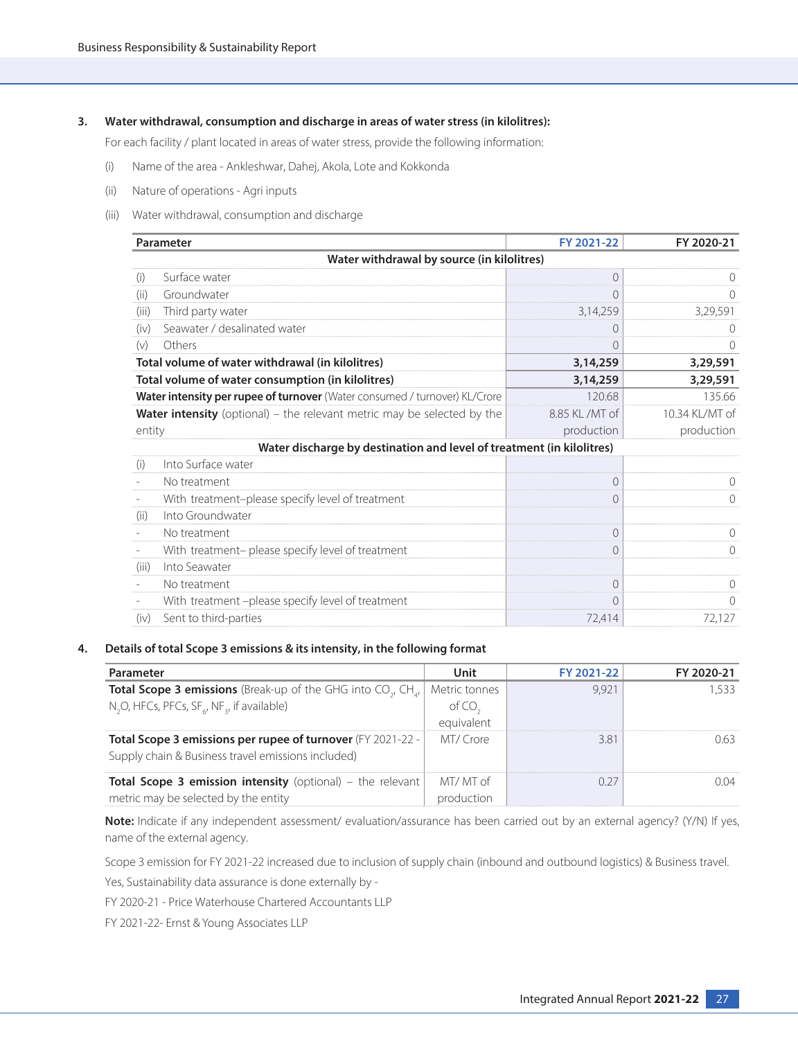3. **Water withdrawal, consumption and discharge in areas of water stress (in kilolitres):**

For each facility / plant located in areas of water stress, provide the following information:

(i) Name of the area - Ankleshwar, Dahej, Akola, Lote and Kokkonda

(ii) Nature of operations - Agri inputs

(iii) Water withdrawal, consumption and discharge

| Parameter | FY 2021-22 | FY 2020-21 |
|---|---|---|
| **Water withdrawal by source (in kilolitres)** | | |
| (i) Surface water | 0 | 0 |
| (ii) Groundwater | 0 | 0 |
| (iii) Third party water | 3,14,259 | 3,29,591 |
| (iv) Seawater / desalinated water | 0 | 0 |
| (v) Others | 0 | 0 |
| **Total volume of water withdrawal (in kilolitres)** | **3,14,259** | **3,29,591** |
| **Total volume of water consumption (in kilolitres)** | **3,14,259** | **3,29,591** |
| **Water intensity per rupee of turnover** (Water consumed / turnover) KL/Crore | 120.68 | 135.66 |
| **Water intensity** (optional) – the relevant metric may be selected by the entity | 8.85 KL /MT of production | 10.34 KL/MT of production |
| **Water discharge by destination and level of treatment (in kilolitres)** | | |
| (i) Into Surface water | | |
| - No treatment | 0 | 0 |
| - With treatment–please specify level of treatment | 0 | 0 |
| (ii) Into Groundwater | | |
| - No treatment | 0 | 0 |
| - With treatment– please specify level of treatment | 0 | 0 |
| (iii) Into Seawater | | |
| - No treatment | 0 | 0 |
| - With treatment –please specify level of treatment | 0 | 0 |
| (iv) Sent to third-parties | 72,414 | 72,127 |

4. **Details of total Scope 3 emissions & its intensity, in the following format**

| Parameter | Unit | FY 2021-22 | FY 2020-21 |
|---|---|---|---|
| **Total Scope 3 emissions** (Break-up of the GHG into $CO_2$, $CH_4$, $N_2O$, HFCs, PFCs, $SF_6$, $NF_3$, if available) | Metric tonnes of $CO_2$ equivalent | 9,921 | 1,533 |
| **Total Scope 3 emissions per rupee of turnover** (FY 2021-22 - Supply chain & Business travel emissions included) | MT/ Crore | 3.81 | 0.63 |
| **Total Scope 3 emission intensity** (optional) – the relevant metric may be selected by the entity | MT/ MT of production | 0.27 | 0.04 |

**Note:** Indicate if any independent assessment/ evaluation/assurance has been carried out by an external agency? (Y/N) If yes, name of the external agency.

Scope 3 emission for FY 2021-22 increased due to inclusion of supply chain (inbound and outbound logistics) & Business travel.

Yes, Sustainability data assurance is done externally by -

FY 2020-21 - Price Waterhouse Chartered Accountants LLP

FY 2021-22- Ernst & Young Associates LLP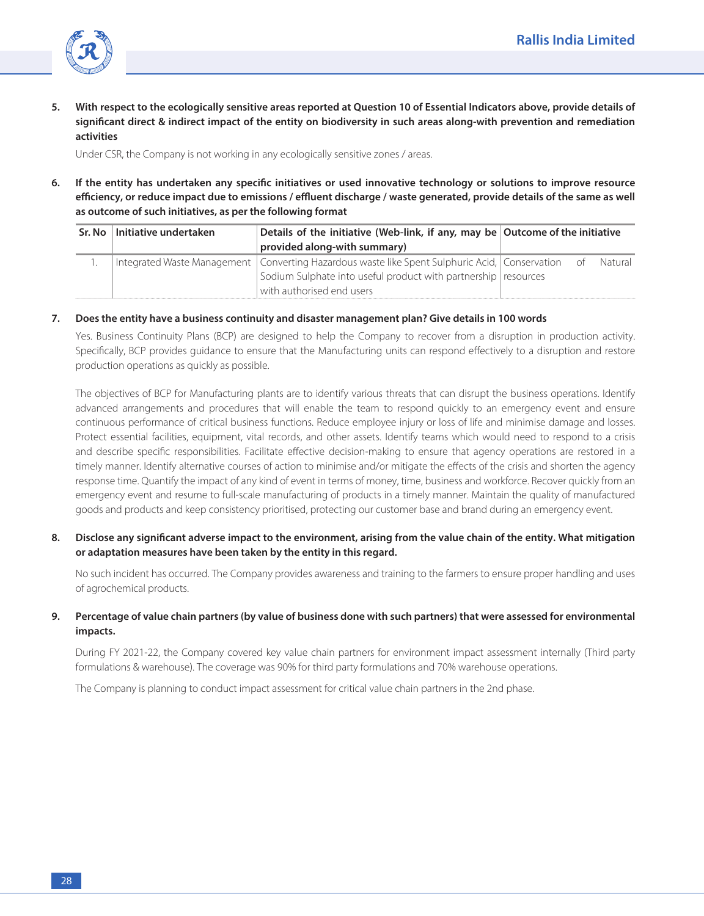**5. With respect to the ecologically sensitive areas reported at Question 10 of Essential Indicators above, provide details of significant direct & indirect impact of the entity on biodiversity in such areas along-with prevention and remediation activities**

Under CSR, the Company is not working in any ecologically sensitive zones / areas.

**6. If the entity has undertaken any specific initiatives or used innovative technology or solutions to improve resource efficiency, or reduce impact due to emissions / effluent discharge / waste generated, provide details of the same as well as outcome of such initiatives, as per the following format**

| Sr. No | Initiative undertaken | Details of the initiative (Web-link, if any, may be provided along-with summary) | Outcome of the initiative |
|---|---|---|---|
| 1. | Integrated Waste Management | Converting Hazardous waste like Spent Sulphuric Acid, Sodium Sulphate into useful product with partnership with authorised end users | Conservation of Natural resources |

**7. Does the entity have a business continuity and disaster management plan? Give details in 100 words**

Yes. Business Continuity Plans (BCP) are designed to help the Company to recover from a disruption in production activity. Specifically, BCP provides guidance to ensure that the Manufacturing units can respond effectively to a disruption and restore production operations as quickly as possible.

The objectives of BCP for Manufacturing plants are to identify various threats that can disrupt the business operations. Identify advanced arrangements and procedures that will enable the team to respond quickly to an emergency event and ensure continuous performance of critical business functions. Reduce employee injury or loss of life and minimise damage and losses. Protect essential facilities, equipment, vital records, and other assets. Identify teams which would need to respond to a crisis and describe specific responsibilities. Facilitate effective decision-making to ensure that agency operations are restored in a timely manner. Identify alternative courses of action to minimise and/or mitigate the effects of the crisis and shorten the agency response time. Quantify the impact of any kind of event in terms of money, time, business and workforce. Recover quickly from an emergency event and resume to full-scale manufacturing of products in a timely manner. Maintain the quality of manufactured goods and products and keep consistency prioritised, protecting our customer base and brand during an emergency event.

**8. Disclose any significant adverse impact to the environment, arising from the value chain of the entity. What mitigation or adaptation measures have been taken by the entity in this regard.**

No such incident has occurred. The Company provides awareness and training to the farmers to ensure proper handling and uses of agrochemical products.

**9. Percentage of value chain partners (by value of business done with such partners) that were assessed for environmental impacts.**

During FY 2021-22, the Company covered key value chain partners for environment impact assessment internally (Third party formulations & warehouse). The coverage was 90% for third party formulations and 70% warehouse operations.

The Company is planning to conduct impact assessment for critical value chain partners in the 2nd phase.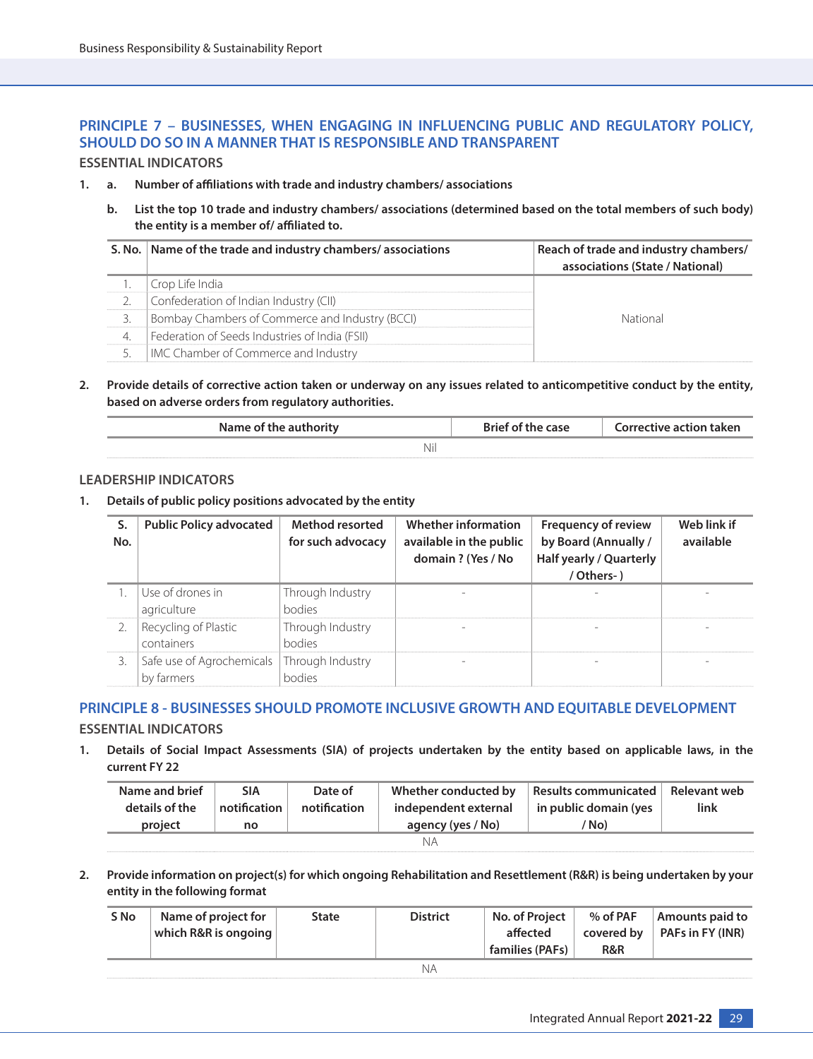## PRINCIPLE 7 – BUSINESSES, WHEN ENGAGING IN INFLUENCING PUBLIC AND REGULATORY POLICY, SHOULD DO SO IN A MANNER THAT IS RESPONSIBLE AND TRANSPARENT

### ESSENTIAL INDICATORS

1. a. **Number of affiliations with trade and industry chambers/ associations**

   b. **List the top 10 trade and industry chambers/ associations (determined based on the total members of such body) the entity is a member of/ affiliated to.**

| S. No. | Name of the trade and industry chambers/ associations | Reach of trade and industry chambers/ associations (State / National) |
|---|---|---|
| 1. | Crop Life India | National |
| 2. | Confederation of Indian Industry (CII) | |
| 3. | Bombay Chambers of Commerce and Industry (BCCI) | |
| 4. | Federation of Seeds Industries of India (FSII) | |
| 5. | IMC Chamber of Commerce and Industry | |

2. **Provide details of corrective action taken or underway on any issues related to anticompetitive conduct by the entity, based on adverse orders from regulatory authorities.**

| Name of the authority | Brief of the case | Corrective action taken |
|---|---|---|
| Nil | | |

### LEADERSHIP INDICATORS

1. **Details of public policy positions advocated by the entity**

| S. No. | Public Policy advocated | Method resorted for such advocacy | Whether information available in the public domain ? (Yes / No | Frequency of review by Board (Annually / Half yearly / Quarterly / Others- ) | Web link if available |
|---|---|---|---|---|---|
| 1. | Use of drones in agriculture | Through Industry bodies | - | - | - |
| 2. | Recycling of Plastic containers | Through Industry bodies | - | - | - |
| 3. | Safe use of Agrochemicals by farmers | Through Industry bodies | - | - | - |

## PRINCIPLE 8 - BUSINESSES SHOULD PROMOTE INCLUSIVE GROWTH AND EQUITABLE DEVELOPMENT

### ESSENTIAL INDICATORS

1. **Details of Social Impact Assessments (SIA) of projects undertaken by the entity based on applicable laws, in the current FY 22**

| Name and brief details of the project | SIA notification no | Date of notification | Whether conducted by independent external agency (yes / No) | Results communicated in public domain (yes / No) | Relevant web link |
|---|---|---|---|---|---|
| NA | | | | | |

2. **Provide information on project(s) for which ongoing Rehabilitation and Resettlement (R&R) is being undertaken by your entity in the following format**

| S No | Name of project for which R&R is ongoing | State | District | No. of Project affected families (PAFs) | % of PAF covered by R&R | Amounts paid to PAFs in FY (INR) |
|---|---|---|---|---|---|---|
| NA | | | | | | |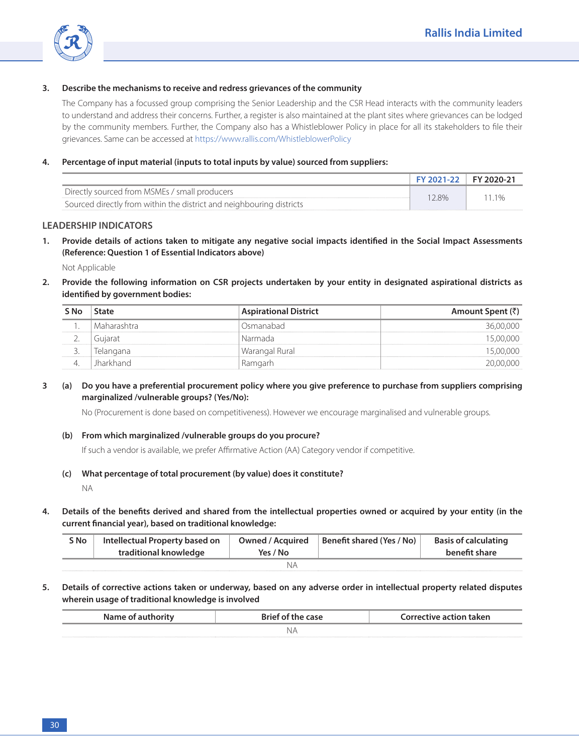**3. Describe the mechanisms to receive and redress grievances of the community**

The Company has a focussed group comprising the Senior Leadership and the CSR Head interacts with the community leaders to understand and address their concerns. Further, a register is also maintained at the plant sites where grievances can be lodged by the community members. Further, the Company also has a Whistleblower Policy in place for all its stakeholders to file their grievances. Same can be accessed at https://www.rallis.com/WhistleblowerPolicy

**4. Percentage of input material (inputs to total inputs by value) sourced from suppliers:**

| | FY 2021-22 | FY 2020-21 |
|---|---|---|
| Directly sourced from MSMEs / small producers | 12.8% | 11.1% |
| Sourced directly from within the district and neighbouring districts | | |

## LEADERSHIP INDICATORS

**1. Provide details of actions taken to mitigate any negative social impacts identified in the Social Impact Assessments (Reference: Question 1 of Essential Indicators above)**

Not Applicable

**2. Provide the following information on CSR projects undertaken by your entity in designated aspirational districts as identified by government bodies:**

| S No | State | Aspirational District | Amount Spent (₹) |
|---|---|---|---|
| 1. | Maharashtra | Osmanabad | 36,00,000 |
| 2. | Gujarat | Narmada | 15,00,000 |
| 3. | Telangana | Warangal Rural | 15,00,000 |
| 4. | Jharkhand | Ramgarh | 20,00,000 |

**3 (a) Do you have a preferential procurement policy where you give preference to purchase from suppliers comprising marginalized /vulnerable groups? (Yes/No):**

No (Procurement is done based on competitiveness). However we encourage marginalised and vulnerable groups.

**(b) From which marginalized /vulnerable groups do you procure?**

If such a vendor is available, we prefer Affirmative Action (AA) Category vendor if competitive.

**(c) What percentage of total procurement (by value) does it constitute?**

NA

**4. Details of the benefits derived and shared from the intellectual properties owned or acquired by your entity (in the current financial year), based on traditional knowledge:**

| S No | Intellectual Property based on traditional knowledge | Owned / Acquired Yes / No | Benefit shared (Yes / No) | Basis of calculating benefit share |
|---|---|---|---|---|
| NA | | | | |

**5. Details of corrective actions taken or underway, based on any adverse order in intellectual property related disputes wherein usage of traditional knowledge is involved**

| Name of authority | Brief of the case | Corrective action taken |
|---|---|---|
| NA | | |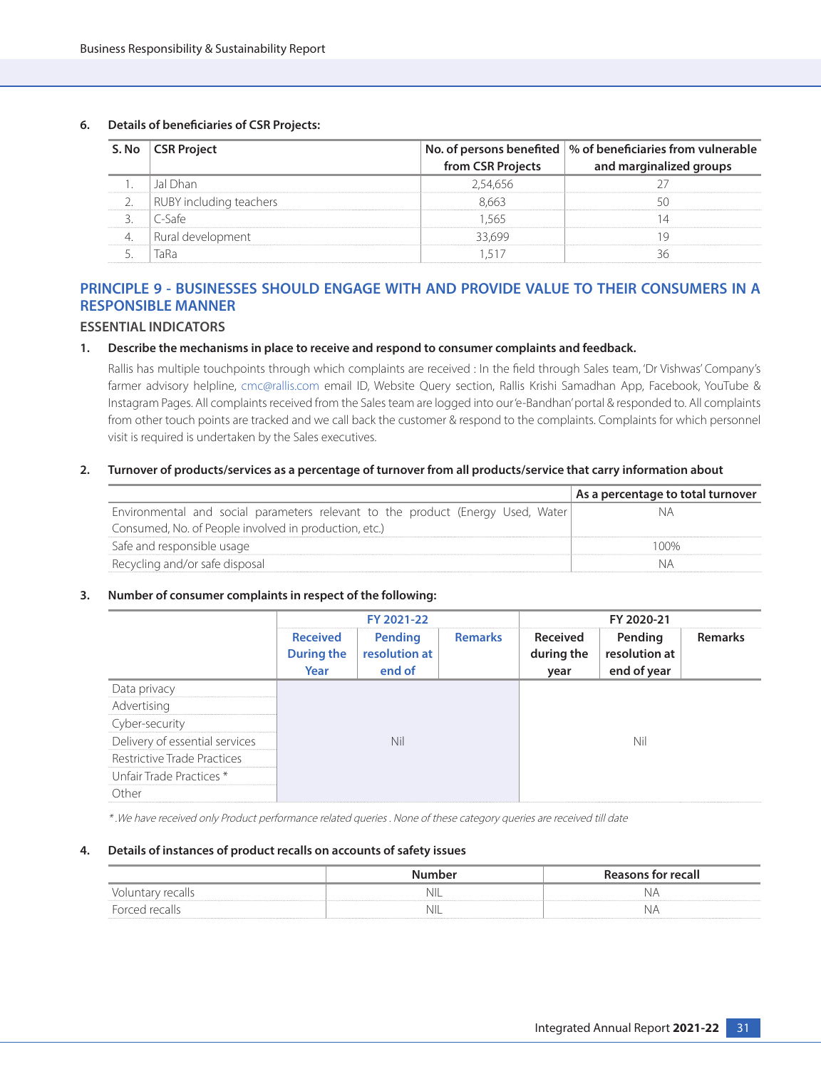6. **Details of beneficiaries of CSR Projects:**

| S. No | CSR Project | No. of persons benefited from CSR Projects | % of beneficiaries from vulnerable and marginalized groups |
|---|---|---|---|
| 1. | Jal Dhan | 2,54,656 | 27 |
| 2. | RUBY including teachers | 8,663 | 50 |
| 3. | C-Safe | 1,565 | 14 |
| 4. | Rural development | 33,699 | 19 |
| 5. | TaRa | 1,517 | 36 |

## PRINCIPLE 9 - BUSINESSES SHOULD ENGAGE WITH AND PROVIDE VALUE TO THEIR CONSUMERS IN A RESPONSIBLE MANNER

### ESSENTIAL INDICATORS

1. **Describe the mechanisms in place to receive and respond to consumer complaints and feedback.**

   Rallis has multiple touchpoints through which complaints are received : In the field through Sales team, 'Dr Vishwas' Company's farmer advisory helpline, cmc@rallis.com email ID, Website Query section, Rallis Krishi Samadhan App, Facebook, YouTube & Instagram Pages. All complaints received from the Sales team are logged into our 'e-Bandhan' portal & responded to. All complaints from other touch points are tracked and we call back the customer & respond to the complaints. Complaints for which personnel visit is required is undertaken by the Sales executives.

2. **Turnover of products/services as a percentage of turnover from all products/service that carry information about**

| | As a percentage to total turnover |
|---|---|
| Environmental and social parameters relevant to the product (Energy Used, Water Consumed, No. of People involved in production, etc.) | NA |
| Safe and responsible usage | 100% |
| Recycling and/or safe disposal | NA |

3. **Number of consumer complaints in respect of the following:**

| | FY 2021-22 | | | FY 2020-21 | | |
|---|---|---|---|---|---|---|
| | Received During the Year | Pending resolution at end of | Remarks | Received during the year | Pending resolution at end of year | Remarks |
| Data privacy | Nil | | | Nil | | |
| Advertising | | | | | | |
| Cyber-security | | | | | | |
| Delivery of essential services | | | | | | |
| Restrictive Trade Practices | | | | | | |
| Unfair Trade Practices * | | | | | | |
| Other | | | | | | |

*\*.We have received only Product performance related queries . None of these category queries are received till date*

4. **Details of instances of product recalls on accounts of safety issues**

| | Number | Reasons for recall |
|---|---|---|
| Voluntary recalls | NIL | NA |
| Forced recalls | NIL | NA |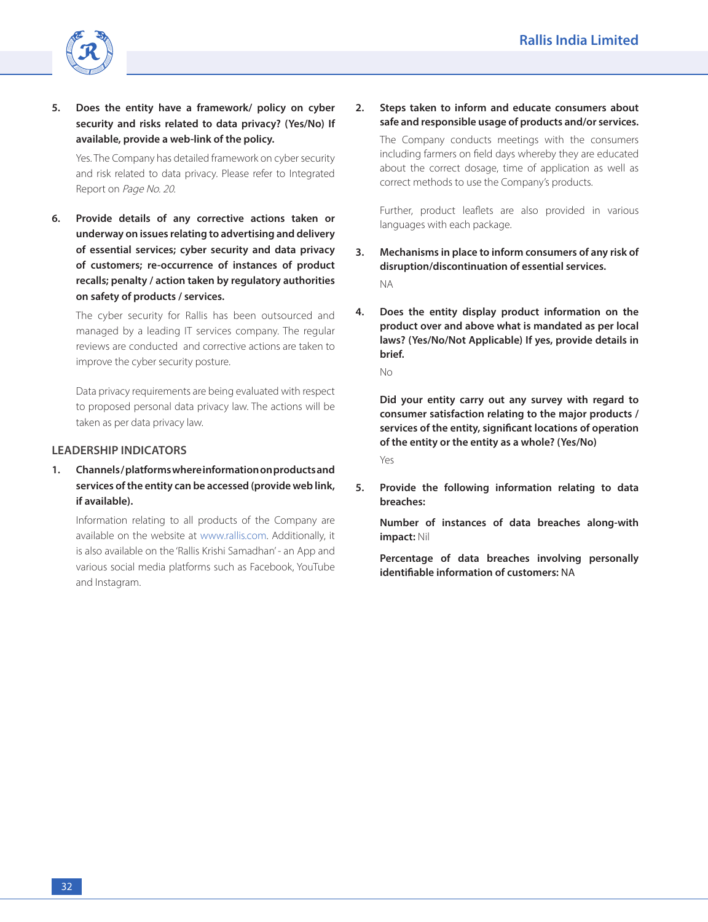5. **Does the entity have a framework/ policy on cyber security and risks related to data privacy? (Yes/No) If available, provide a web-link of the policy.**

   Yes. The Company has detailed framework on cyber security and risk related to data privacy. Please refer to Integrated Report on *Page No. 20*.

6. **Provide details of any corrective actions taken or underway on issues relating to advertising and delivery of essential services; cyber security and data privacy of customers; re-occurrence of instances of product recalls; penalty / action taken by regulatory authorities on safety of products / services.**

   The cyber security for Rallis has been outsourced and managed by a leading IT services company. The regular reviews are conducted and corrective actions are taken to improve the cyber security posture.

   Data privacy requirements are being evaluated with respect to proposed personal data privacy law. The actions will be taken as per data privacy law.

## LEADERSHIP INDICATORS

1. **Channels/platforms where information on products and services of the entity can be accessed (provide web link, if available).**

   Information relating to all products of the Company are available on the website at www.rallis.com. Additionally, it is also available on the 'Rallis Krishi Samadhan' - an App and various social media platforms such as Facebook, YouTube and Instagram.

2. **Steps taken to inform and educate consumers about safe and responsible usage of products and/or services.**

   The Company conducts meetings with the consumers including farmers on field days whereby they are educated about the correct dosage, time of application as well as correct methods to use the Company's products.

   Further, product leaflets are also provided in various languages with each package.

3. **Mechanisms in place to inform consumers of any risk of disruption/discontinuation of essential services.**

   NA

4. **Does the entity display product information on the product over and above what is mandated as per local laws? (Yes/No/Not Applicable) If yes, provide details in brief.**

   No

   **Did your entity carry out any survey with regard to consumer satisfaction relating to the major products / services of the entity, significant locations of operation of the entity or the entity as a whole? (Yes/No)**

   Yes

5. **Provide the following information relating to data breaches:**

   **Number of instances of data breaches along-with impact:** Nil

   **Percentage of data breaches involving personally identifiable information of customers:** NA